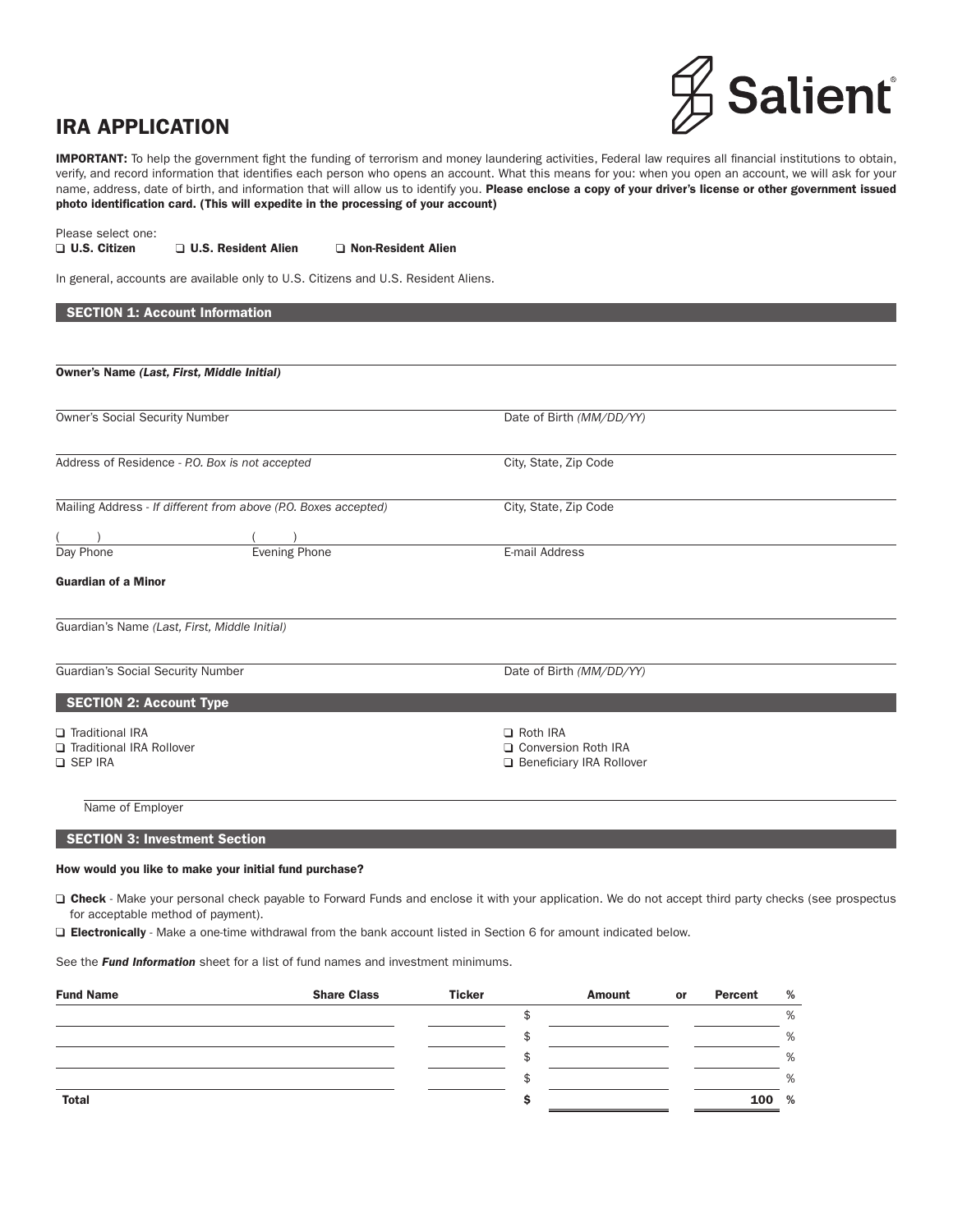Salient®

# IRA APPLICATION

**IMPORTANT:** To help the government fight the funding of terrorism and money laundering activities, Federal law requires all financial institutions to obtain, verify, and record information that identifies each person who opens an account. What this means for you: when you open an account, we will ask for your name, address, date of birth, and information that will allow us to identify you. **Please enclose a copy of your driver's license or other government issued photo identification card. (This will expedite in the processing of your account)**

Please select one:

❑ **U.S. Citizen** ❑ **U.S. Resident Alien** ❑ **Non-Resident Alien**

In general, accounts are available only to U.S. Citizens and U.S. Resident Aliens.

## SECTION 1: Account Information

**Owner's Name** ***(Last, First, Middle Initial)***

Owner's Social Security Number

Date of Birth *(MM/DD/YY)*

Address of Residence - *P.O. Box is not accepted*

City, State, Zip Code

Mailing Address - *If different from above (P.O. Boxes accepted)*

City, State, Zip Code

( ) Day Phone

( ) Evening Phone

E-mail Address

**Guardian of a Minor**

Guardian's Name *(Last, First, Middle Initial)*

Guardian's Social Security Number

Date of Birth *(MM/DD/YY)*

## SECTION 2: Account Type

❑ Traditional IRA
❑ Traditional IRA Rollover
❑ SEP IRA
❑ Roth IRA
❑ Conversion Roth IRA
❑ Beneficiary IRA Rollover

Name of Employer

## SECTION 3: Investment Section

**How would you like to make your initial fund purchase?**

❑ **Check** - Make your personal check payable to Forward Funds and enclose it with your application. We do not accept third party checks (see prospectus for acceptable method of payment).

❑ **Electronically** - Make a one-time withdrawal from the bank account listed in Section 6 for amount indicated below.

See the ***Fund Information*** sheet for a list of fund names and investment minimums.

| Fund Name | Share Class | Ticker | Amount | or | Percent % |
|---|---|---|---|---|---|
| | | | $ | | % |
| | | | $ | | % |
| | | | $ | | % |
| | | | $ | | % |
| **Total** | | | **$** | | **100 %** |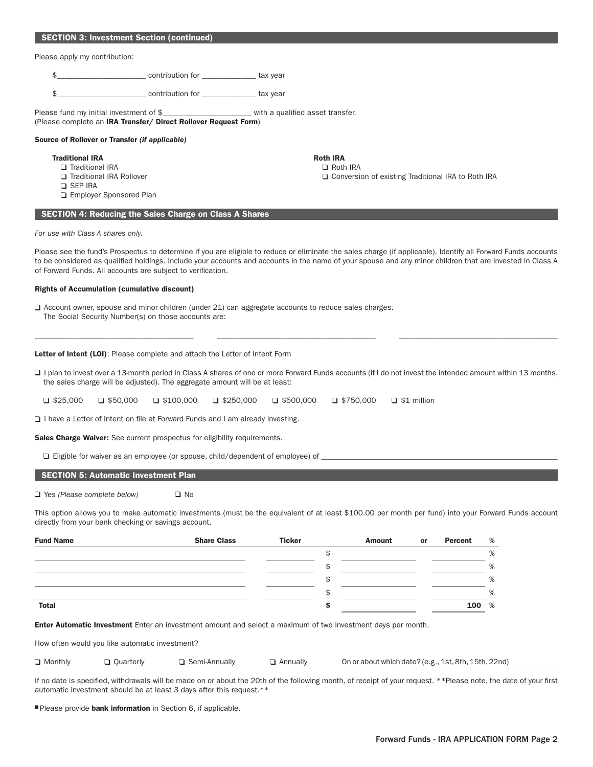## SECTION 3: Investment Section (continued)

Please apply my contribution:

$______________________ contribution for ______________ tax year

$______________________ contribution for ______________ tax year

Please fund my initial investment of $______________________ with a qualified asset transfer.
(Please complete an **IRA Transfer/ Direct Rollover Request Form**)

**Source of Rollover or Transfer *(if applicable)***

**Traditional IRA**

- ❑ Traditional IRA
- ❑ Traditional IRA Rollover
- ❑ SEP IRA
- ❑ Employer Sponsored Plan

**Roth IRA**

- ❑ Roth IRA
- ❑ Conversion of existing Traditional IRA to Roth IRA

## SECTION 4: Reducing the Sales Charge on Class A Shares

*For use with Class A shares only.*

Please see the fund's Prospectus to determine if you are eligible to reduce or eliminate the sales charge (if applicable). Identify all Forward Funds accounts to be considered as qualified holdings. Include your accounts and accounts in the name of your spouse and any minor children that are invested in Class A of Forward Funds. All accounts are subject to verification.

**Rights of Accumulation (cumulative discount)**

❑ Account owner, spouse and minor children (under 21) can aggregate accounts to reduce sales charges.
The Social Security Number(s) on those accounts are:

________________________________ ________________________________ ________________________________

**Letter of Intent (LOI)**: Please complete and attach the Letter of Intent Form

❑ I plan to invest over a 13-month period in Class A shares of one or more Forward Funds accounts (if I do not invest the intended amount within 13 months, the sales charge will be adjusted). The aggregate amount will be at least:

❑ $25,000 ❑ $50,000 ❑ $100,000 ❑ $250,000 ❑ $500,000 ❑ $750,000 ❑ $1 million

❑ I have a Letter of Intent on file at Forward Funds and I am already investing.

**Sales Charge Waiver:** See current prospectus for eligibility requirements.

❑ Eligible for waiver as an employee (or spouse, child/dependent of employee) of ______________________________

## SECTION 5: Automatic Investment Plan

❑ Yes *(Please complete below)* ❑ No

This option allows you to make automatic investments (must be the equivalent of at least $100.00 per month per fund) into your Forward Funds account directly from your bank checking or savings account.

| Fund Name | Share Class | Ticker | Amount | or | Percent % |
|---|---|---|---|---|---|
| | | | $ | | % |
| | | | $ | | % |
| | | | $ | | % |
| | | | $ | | % |
| **Total** | | | **$** | | **100 %** |

**Enter Automatic Investment** Enter an investment amount and select a maximum of two investment days per month.

How often would you like automatic investment?

❑ Monthly ❑ Quarterly ❑ Semi-Annually ❑ Annually On or about which date? (e.g., 1st, 8th, 15th, 22nd) ____________

If no date is specified, withdrawals will be made on or about the 20th of the following month, of receipt of your request. **Please note, the date of your first automatic investment should be at least 3 days after this request.**

■ Please provide **bank information** in Section 6, if applicable.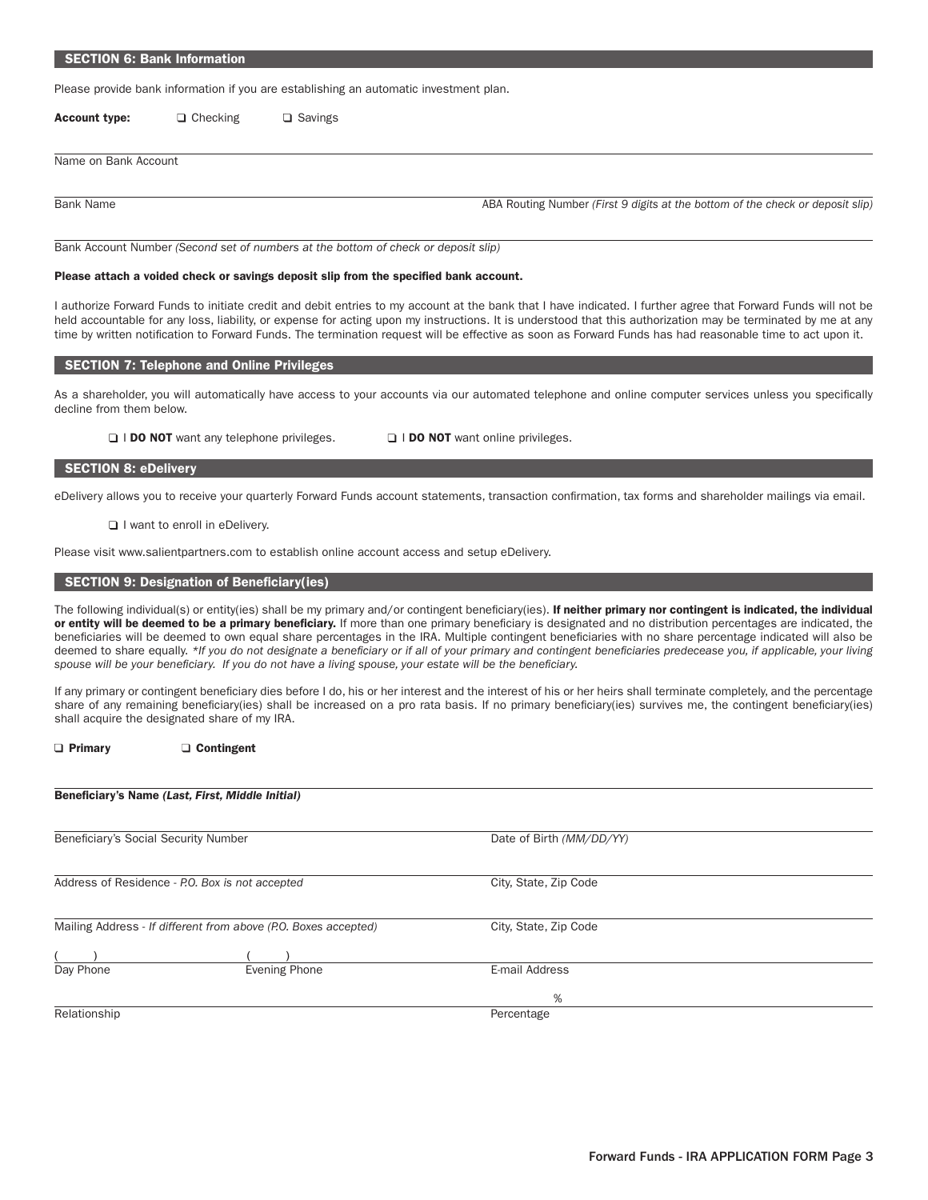## SECTION 6: Bank Information

Please provide bank information if you are establishing an automatic investment plan.

**Account type:** ❑ Checking ❑ Savings

Name on Bank Account

Bank Name

ABA Routing Number *(First 9 digits at the bottom of the check or deposit slip)*

Bank Account Number *(Second set of numbers at the bottom of check or deposit slip)*

**Please attach a voided check or savings deposit slip from the specified bank account.**

I authorize Forward Funds to initiate credit and debit entries to my account at the bank that I have indicated. I further agree that Forward Funds will not be held accountable for any loss, liability, or expense for acting upon my instructions. It is understood that this authorization may be terminated by me at any time by written notification to Forward Funds. The termination request will be effective as soon as Forward Funds has had reasonable time to act upon it.

## SECTION 7: Telephone and Online Privileges

As a shareholder, you will automatically have access to your accounts via our automated telephone and online computer services unless you specifically decline from them below.

❑ I **DO NOT** want any telephone privileges. ❑ I **DO NOT** want online privileges.

## SECTION 8: eDelivery

eDelivery allows you to receive your quarterly Forward Funds account statements, transaction confirmation, tax forms and shareholder mailings via email.

❑ I want to enroll in eDelivery.

Please visit www.salientpartners.com to establish online account access and setup eDelivery.

## SECTION 9: Designation of Beneficiary(ies)

The following individual(s) or entity(ies) shall be my primary and/or contingent beneficiary(ies). **If neither primary nor contingent is indicated, the individual or entity will be deemed to be a primary beneficiary.** If more than one primary beneficiary is designated and no distribution percentages are indicated, the beneficiaries will be deemed to own equal share percentages in the IRA. Multiple contingent beneficiaries with no share percentage indicated will also be deemed to share equally. *\*If you do not designate a beneficiary or if all of your primary and contingent beneficiaries predecease you, if applicable, your living spouse will be your beneficiary. If you do not have a living spouse, your estate will be the beneficiary.*

If any primary or contingent beneficiary dies before I do, his or her interest and the interest of his or her heirs shall terminate completely, and the percentage share of any remaining beneficiary(ies) shall be increased on a pro rata basis. If no primary beneficiary(ies) survives me, the contingent beneficiary(ies) shall acquire the designated share of my IRA.

❑ **Primary** ❑ **Contingent**

**Beneficiary's Name *(Last, First, Middle Initial)***

Beneficiary's Social Security Number

Date of Birth *(MM/DD/YY)*

Address of Residence - *P.O. Box is not accepted*

City, State, Zip Code

Mailing Address - *If different from above (P.O. Boxes accepted)*

City, State, Zip Code

( ) Day Phone

( ) Evening Phone

E-mail Address

Relationship

% Percentage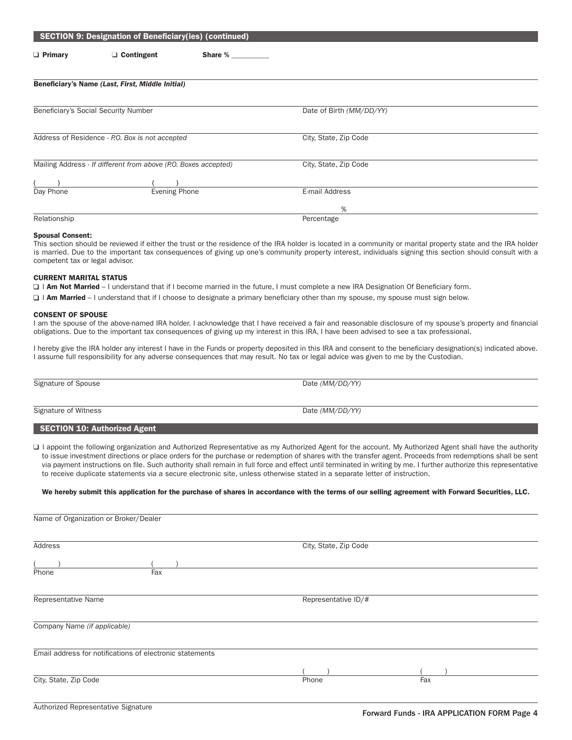## SECTION 9: Designation of Beneficiary(ies) (continued)

❑ **Primary** ❑ **Contingent** **Share %** __________

**Beneficiary's Name *(Last, First, Middle Initial)***

Beneficiary's Social Security Number

Date of Birth *(MM/DD/YY)*

Address of Residence - *P.O. Box is not accepted*

City, State, Zip Code

Mailing Address - *If different from above (P.O. Boxes accepted)*

City, State, Zip Code

( ) Day Phone

( ) Evening Phone

E-mail Address

Relationship

% Percentage

**Spousal Consent:**

This section should be reviewed if either the trust or the residence of the IRA holder is located in a community or marital property state and the IRA holder is married. Due to the important tax consequences of giving up one's community property interest, individuals signing this section should consult with a competent tax or legal advisor.

**CURRENT MARITAL STATUS**

❑ I **Am Not Married** – I understand that if I become married in the future, I must complete a new IRA Designation Of Beneficiary form.

❑ I **Am Married** – I understand that if I choose to designate a primary beneficiary other than my spouse, my spouse must sign below.

**CONSENT OF SPOUSE**

I am the spouse of the above-named IRA holder. I acknowledge that I have received a fair and reasonable disclosure of my spouse's property and financial obligations. Due to the important tax consequences of giving up my interest in this IRA, I have been advised to see a tax professional.

I hereby give the IRA holder any interest I have in the Funds or property deposited in this IRA and consent to the beneficiary designation(s) indicated above. I assume full responsibility for any adverse consequences that may result. No tax or legal advice was given to me by the Custodian.

Signature of Spouse

Date *(MM/DD/YY)*

Signature of Witness

Date *(MM/DD/YY)*

## SECTION 10: Authorized Agent

❑ I appoint the following organization and Authorized Representative as my Authorized Agent for the account. My Authorized Agent shall have the authority to issue investment directions or place orders for the purchase or redemption of shares with the transfer agent. Proceeds from redemptions shall be sent via payment instructions on file. Such authority shall remain in full force and effect until terminated in writing by me. I further authorize this representative to receive duplicate statements via a secure electronic site, unless otherwise stated in a separate letter of instruction.

**We hereby submit this application for the purchase of shares in accordance with the terms of our selling agreement with Forward Securities, LLC.**

Name of Organization or Broker/Dealer

Address

City, State, Zip Code

( ) Phone

( ) Fax

Representative Name

Representative ID/#

Company Name *(if applicable)*

Email address for notifications of electronic statements

City, State, Zip Code

( ) Phone

( ) Fax

Authorized Representative Signature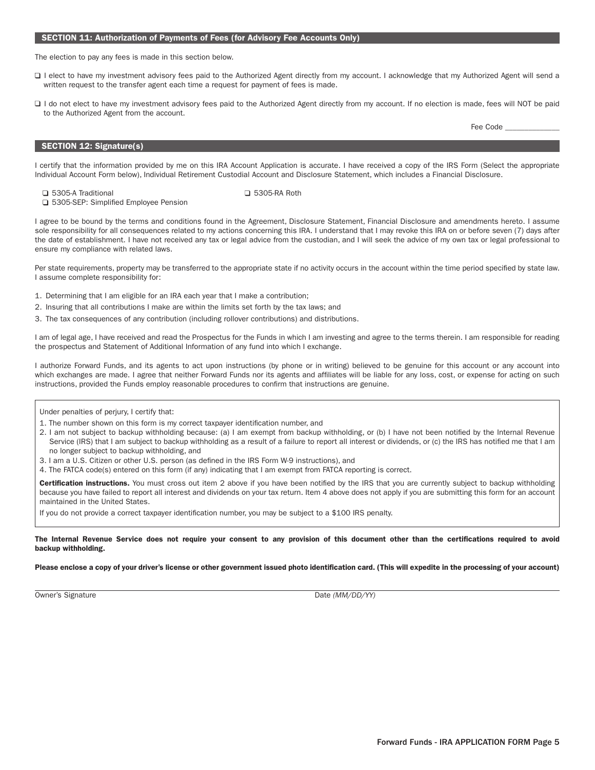## SECTION 11: Authorization of Payments of Fees (for Advisory Fee Accounts Only)

The election to pay any fees is made in this section below.

❑ I elect to have my investment advisory fees paid to the Authorized Agent directly from my account. I acknowledge that my Authorized Agent will send a written request to the transfer agent each time a request for payment of fees is made.

❑ I do not elect to have my investment advisory fees paid to the Authorized Agent directly from my account. If no election is made, fees will NOT be paid to the Authorized Agent from the account.

Fee Code ______________

## SECTION 12: Signature(s)

I certify that the information provided by me on this IRA Account Application is accurate. I have received a copy of the IRS Form (Select the appropriate Individual Account Form below), Individual Retirement Custodial Account and Disclosure Statement, which includes a Financial Disclosure.

❑ 5305-A Traditional
❑ 5305-RA Roth
❑ 5305-SEP: Simplified Employee Pension

I agree to be bound by the terms and conditions found in the Agreement, Disclosure Statement, Financial Disclosure and amendments hereto. I assume sole responsibility for all consequences related to my actions concerning this IRA. I understand that I may revoke this IRA on or before seven (7) days after the date of establishment. I have not received any tax or legal advice from the custodian, and I will seek the advice of my own tax or legal professional to ensure my compliance with related laws.

Per state requirements, property may be transferred to the appropriate state if no activity occurs in the account within the time period specified by state law. I assume complete responsibility for:

1. Determining that I am eligible for an IRA each year that I make a contribution;
2. Insuring that all contributions I make are within the limits set forth by the tax laws; and
3. The tax consequences of any contribution (including rollover contributions) and distributions.

I am of legal age, I have received and read the Prospectus for the Funds in which I am investing and agree to the terms therein. I am responsible for reading the prospectus and Statement of Additional Information of any fund into which I exchange.

I authorize Forward Funds, and its agents to act upon instructions (by phone or in writing) believed to be genuine for this account or any account into which exchanges are made. I agree that neither Forward Funds nor its agents and affiliates will be liable for any loss, cost, or expense for acting on such instructions, provided the Funds employ reasonable procedures to confirm that instructions are genuine.

Under penalties of perjury, I certify that:

1. The number shown on this form is my correct taxpayer identification number, and
2. I am not subject to backup withholding because: (a) I am exempt from backup withholding, or (b) I have not been notified by the Internal Revenue Service (IRS) that I am subject to backup withholding as a result of a failure to report all interest or dividends, or (c) the IRS has notified me that I am no longer subject to backup withholding, and
3. I am a U.S. Citizen or other U.S. person (as defined in the IRS Form W-9 instructions), and
4. The FATCA code(s) entered on this form (if any) indicating that I am exempt from FATCA reporting is correct.

**Certification instructions.** You must cross out item 2 above if you have been notified by the IRS that you are currently subject to backup withholding because you have failed to report all interest and dividends on your tax return. Item 4 above does not apply if you are submitting this form for an account maintained in the United States.

If you do not provide a correct taxpayer identification number, you may be subject to a $100 IRS penalty.

**The Internal Revenue Service does not require your consent to any provision of this document other than the certifications required to avoid backup withholding.**

**Please enclose a copy of your driver's license or other government issued photo identification card. (This will expedite in the processing of your account)**

Owner's Signature ______________________ Date *(MM/DD/YY)* ______________________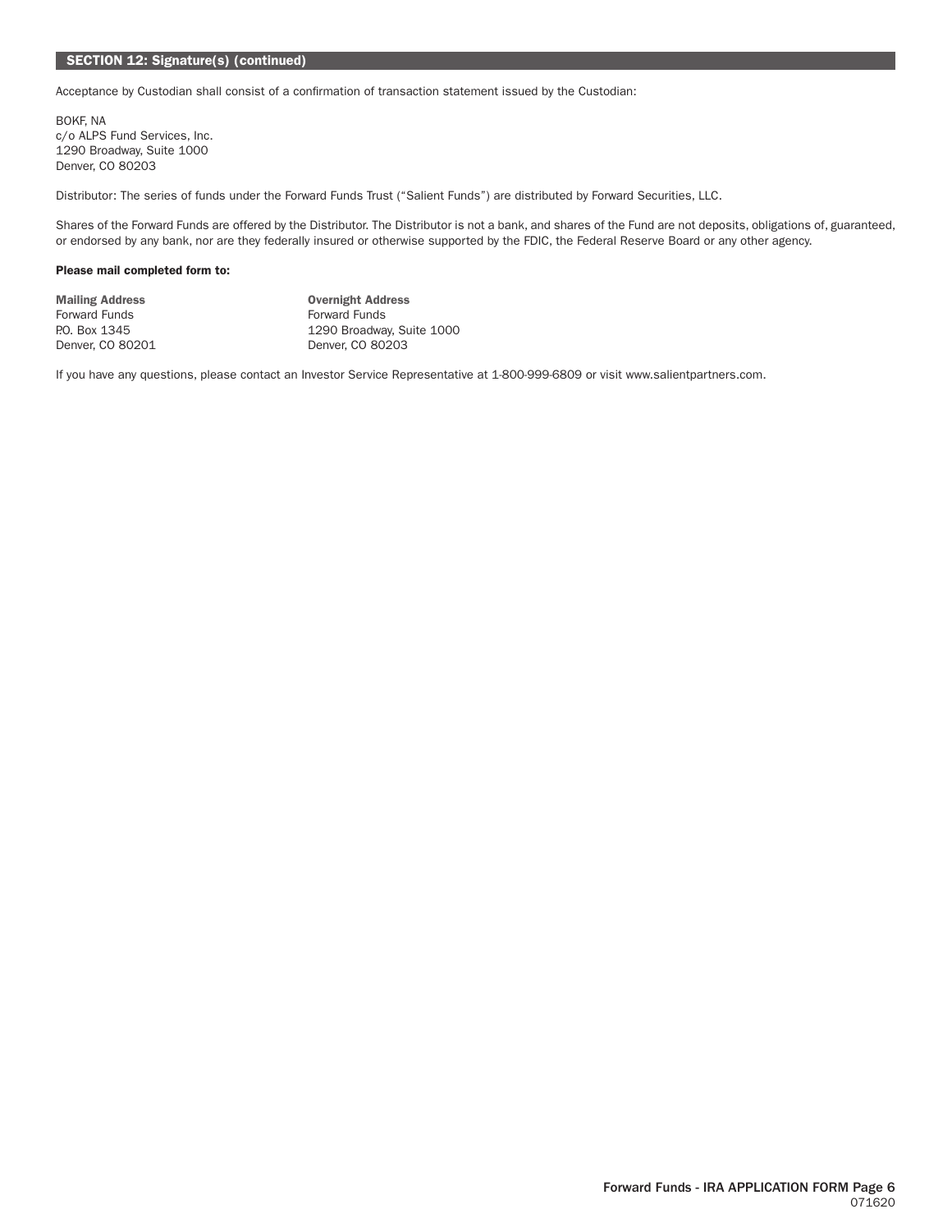## SECTION 12: Signature(s) (continued)

Acceptance by Custodian shall consist of a confirmation of transaction statement issued by the Custodian:

BOKF, NA
c/o ALPS Fund Services, Inc.
1290 Broadway, Suite 1000
Denver, CO 80203

Distributor: The series of funds under the Forward Funds Trust ("Salient Funds") are distributed by Forward Securities, LLC.

Shares of the Forward Funds are offered by the Distributor. The Distributor is not a bank, and shares of the Fund are not deposits, obligations of, guaranteed, or endorsed by any bank, nor are they federally insured or otherwise supported by the FDIC, the Federal Reserve Board or any other agency.

**Please mail completed form to:**

**Mailing Address**
Forward Funds
P.O. Box 1345
Denver, CO 80201

**Overnight Address**
Forward Funds
1290 Broadway, Suite 1000
Denver, CO 80203

If you have any questions, please contact an Investor Service Representative at 1-800-999-6809 or visit www.salientpartners.com.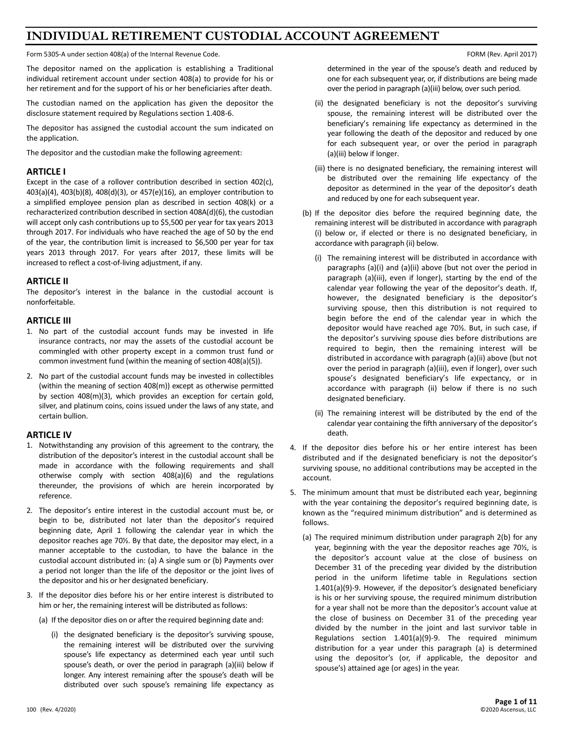# INDIVIDUAL RETIREMENT CUSTODIAL ACCOUNT AGREEMENT

Form 5305-A under section 408(a) of the Internal Revenue Code. FORM (Rev. April 2017)

The depositor named on the application is establishing a Traditional individual retirement account under section 408(a) to provide for his or her retirement and for the support of his or her beneficiaries after death.

The custodian named on the application has given the depositor the disclosure statement required by Regulations section 1.408-6.

The depositor has assigned the custodial account the sum indicated on the application.

The depositor and the custodian make the following agreement:

## ARTICLE I

Except in the case of a rollover contribution described in section 402(c), 403(a)(4), 403(b)(8), 408(d)(3), or 457(e)(16), an employer contribution to a simplified employee pension plan as described in section 408(k) or a recharacterized contribution described in section 408A(d)(6), the custodian will accept only cash contributions up to $5,500 per year for tax years 2013 through 2017. For individuals who have reached the age of 50 by the end of the year, the contribution limit is increased to $6,500 per year for tax years 2013 through 2017. For years after 2017, these limits will be increased to reflect a cost-of-living adjustment, if any.

## ARTICLE II

The depositor's interest in the balance in the custodial account is nonforfeitable.

## ARTICLE III

1. No part of the custodial account funds may be invested in life insurance contracts, nor may the assets of the custodial account be commingled with other property except in a common trust fund or common investment fund (within the meaning of section 408(a)(5)).
2. No part of the custodial account funds may be invested in collectibles (within the meaning of section 408(m)) except as otherwise permitted by section 408(m)(3), which provides an exception for certain gold, silver, and platinum coins, coins issued under the laws of any state, and certain bullion.

## ARTICLE IV

1. Notwithstanding any provision of this agreement to the contrary, the distribution of the depositor's interest in the custodial account shall be made in accordance with the following requirements and shall otherwise comply with section 408(a)(6) and the regulations thereunder, the provisions of which are herein incorporated by reference.
2. The depositor's entire interest in the custodial account must be, or begin to be, distributed not later than the depositor's required beginning date, April 1 following the calendar year in which the depositor reaches age 70½. By that date, the depositor may elect, in a manner acceptable to the custodian, to have the balance in the custodial account distributed in: (a) A single sum or (b) Payments over a period not longer than the life of the depositor or the joint lives of the depositor and his or her designated beneficiary.
3. If the depositor dies before his or her entire interest is distributed to him or her, the remaining interest will be distributed as follows:
   (a) If the depositor dies on or after the required beginning date and:
      (i) the designated beneficiary is the depositor's surviving spouse, the remaining interest will be distributed over the surviving spouse's life expectancy as determined each year until such spouse's death, or over the period in paragraph (a)(iii) below if longer. Any interest remaining after the spouse's death will be distributed over such spouse's remaining life expectancy as determined in the year of the spouse's death and reduced by one for each subsequent year, or, if distributions are being made over the period in paragraph (a)(iii) below, over such period.
      (ii) the designated beneficiary is not the depositor's surviving spouse, the remaining interest will be distributed over the beneficiary's remaining life expectancy as determined in the year following the death of the depositor and reduced by one for each subsequent year, or over the period in paragraph (a)(iii) below if longer.
      (iii) there is no designated beneficiary, the remaining interest will be distributed over the remaining life expectancy of the depositor as determined in the year of the depositor's death and reduced by one for each subsequent year.
   (b) If the depositor dies before the required beginning date, the remaining interest will be distributed in accordance with paragraph (i) below or, if elected or there is no designated beneficiary, in accordance with paragraph (ii) below.
      (i) The remaining interest will be distributed in accordance with paragraphs (a)(i) and (a)(ii) above (but not over the period in paragraph (a)(iii), even if longer), starting by the end of the calendar year following the year of the depositor's death. If, however, the designated beneficiary is the depositor's surviving spouse, then this distribution is not required to begin before the end of the calendar year in which the depositor would have reached age 70½. But, in such case, if the depositor's surviving spouse dies before distributions are required to begin, then the remaining interest will be distributed in accordance with paragraph (a)(ii) above (but not over the period in paragraph (a)(iii), even if longer), over such spouse's designated beneficiary's life expectancy, or in accordance with paragraph (ii) below if there is no such designated beneficiary.
      (ii) The remaining interest will be distributed by the end of the calendar year containing the fifth anniversary of the depositor's death.
4. If the depositor dies before his or her entire interest has been distributed and if the designated beneficiary is not the depositor's surviving spouse, no additional contributions may be accepted in the account.
5. The minimum amount that must be distributed each year, beginning with the year containing the depositor's required beginning date, is known as the "required minimum distribution" and is determined as follows.
   (a) The required minimum distribution under paragraph 2(b) for any year, beginning with the year the depositor reaches age 70½, is the depositor's account value at the close of business on December 31 of the preceding year divided by the distribution period in the uniform lifetime table in Regulations section 1.401(a)(9)-9. However, if the depositor's designated beneficiary is his or her surviving spouse, the required minimum distribution for a year shall not be more than the depositor's account value at the close of business on December 31 of the preceding year divided by the number in the joint and last survivor table in Regulations section 1.401(a)(9)-9. The required minimum distribution for a year under this paragraph (a) is determined using the depositor's (or, if applicable, the depositor and spouse's) attained age (or ages) in the year.

100 (Rev. 4/2020) ©2020 Ascensus, LLC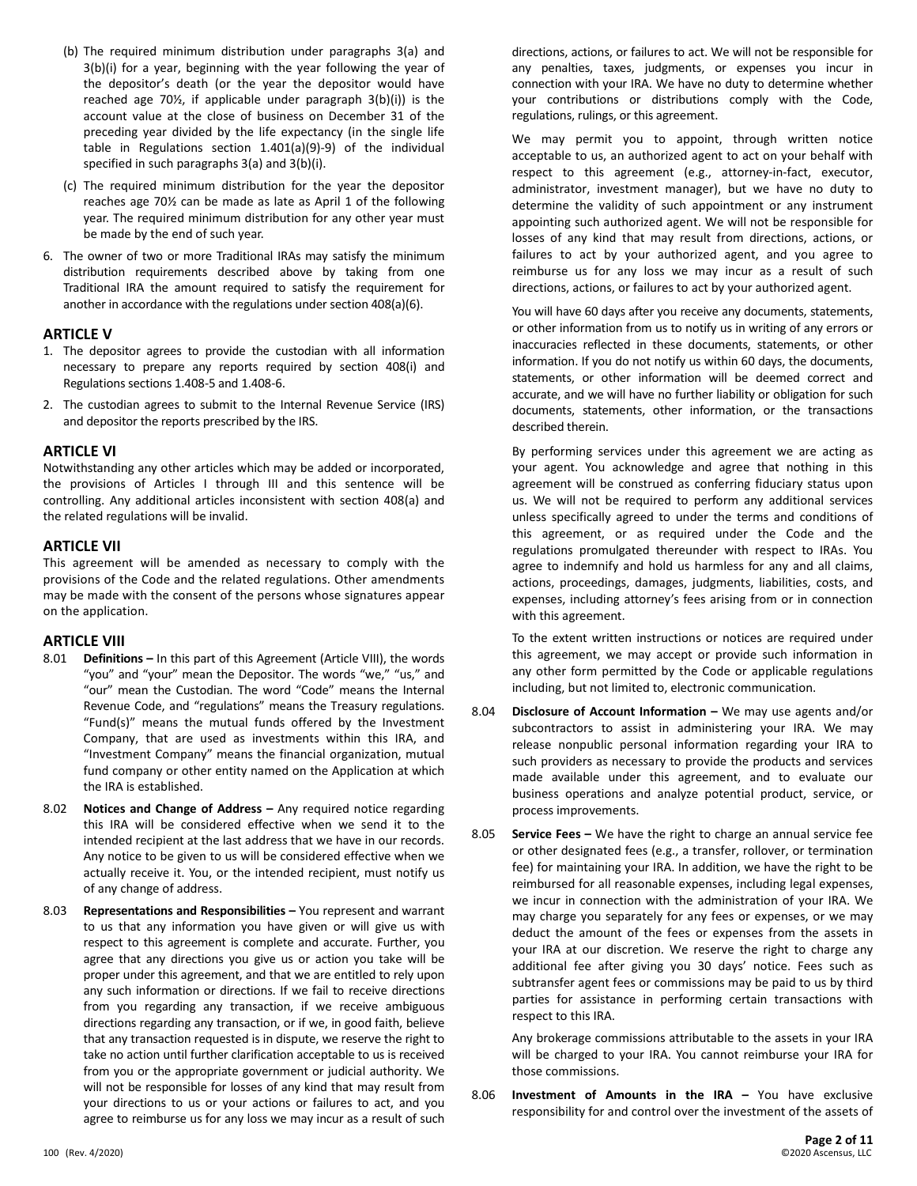(b) The required minimum distribution under paragraphs 3(a) and 3(b)(i) for a year, beginning with the year following the year of the depositor's death (or the year the depositor would have reached age 70½, if applicable under paragraph 3(b)(i)) is the account value at the close of business on December 31 of the preceding year divided by the life expectancy (in the single life table in Regulations section 1.401(a)(9)-9) of the individual specified in such paragraphs 3(a) and 3(b)(i).

(c) The required minimum distribution for the year the depositor reaches age 70½ can be made as late as April 1 of the following year. The required minimum distribution for any other year must be made by the end of such year.

6. The owner of two or more Traditional IRAs may satisfy the minimum distribution requirements described above by taking from one Traditional IRA the amount required to satisfy the requirement for another in accordance with the regulations under section 408(a)(6).

## ARTICLE V

1. The depositor agrees to provide the custodian with all information necessary to prepare any reports required by section 408(i) and Regulations sections 1.408-5 and 1.408-6.
2. The custodian agrees to submit to the Internal Revenue Service (IRS) and depositor the reports prescribed by the IRS.

## ARTICLE VI

Notwithstanding any other articles which may be added or incorporated, the provisions of Articles I through III and this sentence will be controlling. Any additional articles inconsistent with section 408(a) and the related regulations will be invalid.

## ARTICLE VII

This agreement will be amended as necessary to comply with the provisions of the Code and the related regulations. Other amendments may be made with the consent of the persons whose signatures appear on the application.

## ARTICLE VIII

8.01 **Definitions –** In this part of this Agreement (Article VIII), the words "you" and "your" mean the Depositor. The words "we," "us," and "our" mean the Custodian. The word "Code" means the Internal Revenue Code, and "regulations" means the Treasury regulations. "Fund(s)" means the mutual funds offered by the Investment Company, that are used as investments within this IRA, and "Investment Company" means the financial organization, mutual fund company or other entity named on the Application at which the IRA is established.

8.02 **Notices and Change of Address –** Any required notice regarding this IRA will be considered effective when we send it to the intended recipient at the last address that we have in our records. Any notice to be given to us will be considered effective when we actually receive it. You, or the intended recipient, must notify us of any change of address.

8.03 **Representations and Responsibilities –** You represent and warrant to us that any information you have given or will give us with respect to this agreement is complete and accurate. Further, you agree that any directions you give us or action you take will be proper under this agreement, and that we are entitled to rely upon any such information or directions. If we fail to receive directions from you regarding any transaction, if we receive ambiguous directions regarding any transaction, or if we, in good faith, believe that any transaction requested is in dispute, we reserve the right to take no action until further clarification acceptable to us is received from you or the appropriate government or judicial authority. We will not be responsible for losses of any kind that may result from your directions to us or your actions or failures to act, and you agree to reimburse us for any loss we may incur as a result of such directions, actions, or failures to act. We will not be responsible for any penalties, taxes, judgments, or expenses you incur in connection with your IRA. We have no duty to determine whether your contributions or distributions comply with the Code, regulations, rulings, or this agreement.

We may permit you to appoint, through written notice acceptable to us, an authorized agent to act on your behalf with respect to this agreement (e.g., attorney-in-fact, executor, administrator, investment manager), but we have no duty to determine the validity of such appointment or any instrument appointing such authorized agent. We will not be responsible for losses of any kind that may result from directions, actions, or failures to act by your authorized agent, and you agree to reimburse us for any loss we may incur as a result of such directions, actions, or failures to act by your authorized agent.

You will have 60 days after you receive any documents, statements, or other information from us to notify us in writing of any errors or inaccuracies reflected in these documents, statements, or other information. If you do not notify us within 60 days, the documents, statements, or other information will be deemed correct and accurate, and we will have no further liability or obligation for such documents, statements, other information, or the transactions described therein.

By performing services under this agreement we are acting as your agent. You acknowledge and agree that nothing in this agreement will be construed as conferring fiduciary status upon us. We will not be required to perform any additional services unless specifically agreed to under the terms and conditions of this agreement, or as required under the Code and the regulations promulgated thereunder with respect to IRAs. You agree to indemnify and hold us harmless for any and all claims, actions, proceedings, damages, judgments, liabilities, costs, and expenses, including attorney's fees arising from or in connection with this agreement.

To the extent written instructions or notices are required under this agreement, we may accept or provide such information in any other form permitted by the Code or applicable regulations including, but not limited to, electronic communication.

8.04 **Disclosure of Account Information –** We may use agents and/or subcontractors to assist in administering your IRA. We may release nonpublic personal information regarding your IRA to such providers as necessary to provide the products and services made available under this agreement, and to evaluate our business operations and analyze potential product, service, or process improvements.

8.05 **Service Fees –** We have the right to charge an annual service fee or other designated fees (e.g., a transfer, rollover, or termination fee) for maintaining your IRA. In addition, we have the right to be reimbursed for all reasonable expenses, including legal expenses, we incur in connection with the administration of your IRA. We may charge you separately for any fees or expenses, or we may deduct the amount of the fees or expenses from the assets in your IRA at our discretion. We reserve the right to charge any additional fee after giving you 30 days' notice. Fees such as subtransfer agent fees or commissions may be paid to us by third parties for assistance in performing certain transactions with respect to this IRA.

Any brokerage commissions attributable to the assets in your IRA will be charged to your IRA. You cannot reimburse your IRA for those commissions.

8.06 **Investment of Amounts in the IRA –** You have exclusive responsibility for and control over the investment of the assets of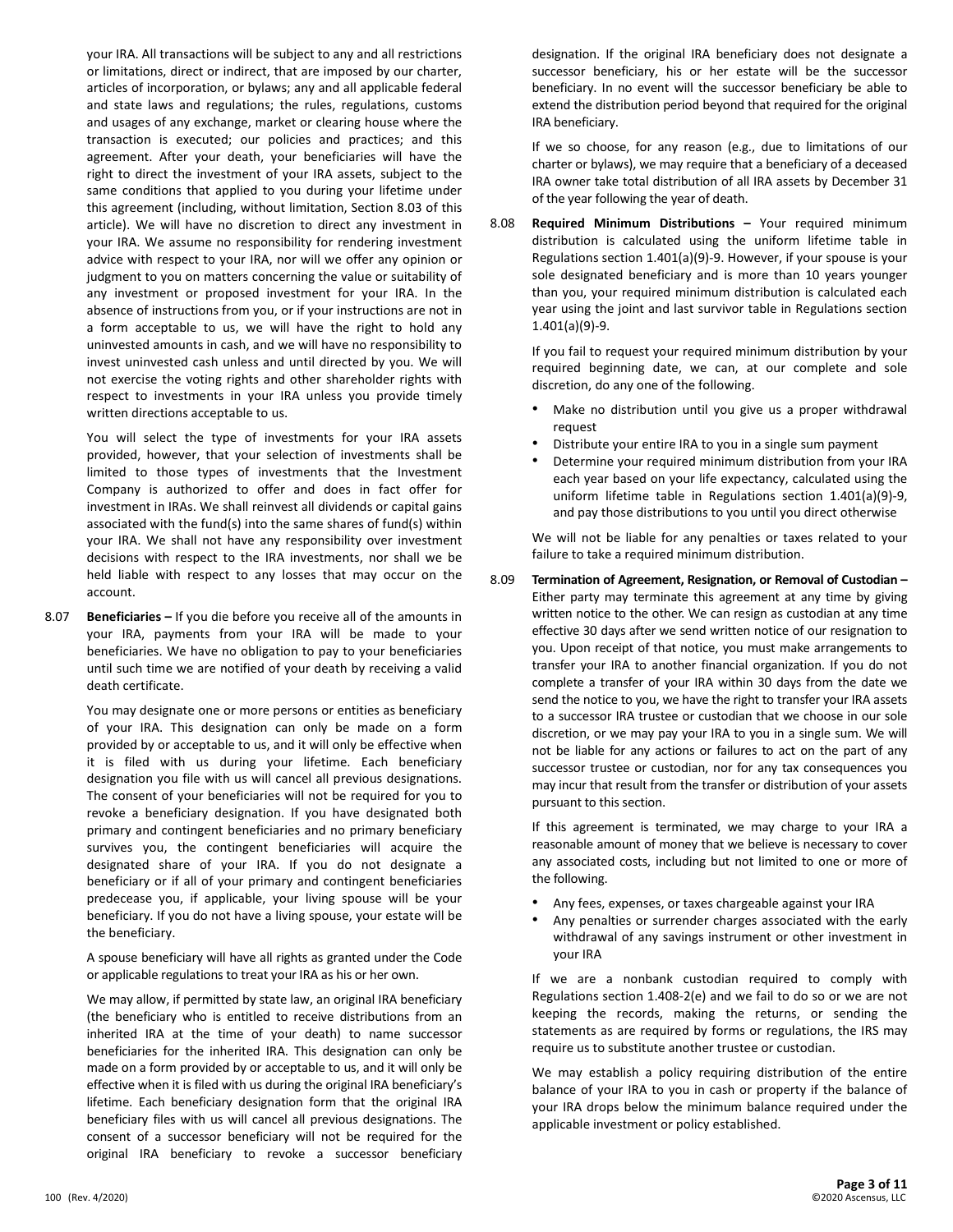your IRA. All transactions will be subject to any and all restrictions or limitations, direct or indirect, that are imposed by our charter, articles of incorporation, or bylaws; any and all applicable federal and state laws and regulations; the rules, regulations, customs and usages of any exchange, market or clearing house where the transaction is executed; our policies and practices; and this agreement. After your death, your beneficiaries will have the right to direct the investment of your IRA assets, subject to the same conditions that applied to you during your lifetime under this agreement (including, without limitation, Section 8.03 of this article). We will have no discretion to direct any investment in your IRA. We assume no responsibility for rendering investment advice with respect to your IRA, nor will we offer any opinion or judgment to you on matters concerning the value or suitability of any investment or proposed investment for your IRA. In the absence of instructions from you, or if your instructions are not in a form acceptable to us, we will have the right to hold any uninvested amounts in cash, and we will have no responsibility to invest uninvested cash unless and until directed by you. We will not exercise the voting rights and other shareholder rights with respect to investments in your IRA unless you provide timely written directions acceptable to us.

You will select the type of investments for your IRA assets provided, however, that your selection of investments shall be limited to those types of investments that the Investment Company is authorized to offer and does in fact offer for investment in IRAs. We shall reinvest all dividends or capital gains associated with the fund(s) into the same shares of fund(s) within your IRA. We shall not have any responsibility over investment decisions with respect to the IRA investments, nor shall we be held liable with respect to any losses that may occur on the account.

8.07 **Beneficiaries –** If you die before you receive all of the amounts in your IRA, payments from your IRA will be made to your beneficiaries. We have no obligation to pay to your beneficiaries until such time we are notified of your death by receiving a valid death certificate.

You may designate one or more persons or entities as beneficiary of your IRA. This designation can only be made on a form provided by or acceptable to us, and it will only be effective when it is filed with us during your lifetime. Each beneficiary designation you file with us will cancel all previous designations. The consent of your beneficiaries will not be required for you to revoke a beneficiary designation. If you have designated both primary and contingent beneficiaries and no primary beneficiary survives you, the contingent beneficiaries will acquire the designated share of your IRA. If you do not designate a beneficiary or if all of your primary and contingent beneficiaries predecease you, if applicable, your living spouse will be your beneficiary. If you do not have a living spouse, your estate will be the beneficiary.

A spouse beneficiary will have all rights as granted under the Code or applicable regulations to treat your IRA as his or her own.

We may allow, if permitted by state law, an original IRA beneficiary (the beneficiary who is entitled to receive distributions from an inherited IRA at the time of your death) to name successor beneficiaries for the inherited IRA. This designation can only be made on a form provided by or acceptable to us, and it will only be effective when it is filed with us during the original IRA beneficiary's lifetime. Each beneficiary designation form that the original IRA beneficiary files with us will cancel all previous designations. The consent of a successor beneficiary will not be required for the original IRA beneficiary to revoke a successor beneficiary designation. If the original IRA beneficiary does not designate a successor beneficiary, his or her estate will be the successor beneficiary. In no event will the successor beneficiary be able to extend the distribution period beyond that required for the original IRA beneficiary.

If we so choose, for any reason (e.g., due to limitations of our charter or bylaws), we may require that a beneficiary of a deceased IRA owner take total distribution of all IRA assets by December 31 of the year following the year of death.

8.08 **Required Minimum Distributions –** Your required minimum distribution is calculated using the uniform lifetime table in Regulations section 1.401(a)(9)-9. However, if your spouse is your sole designated beneficiary and is more than 10 years younger than you, your required minimum distribution is calculated each year using the joint and last survivor table in Regulations section 1.401(a)(9)-9.

If you fail to request your required minimum distribution by your required beginning date, we can, at our complete and sole discretion, do any one of the following.

- Make no distribution until you give us a proper withdrawal request
- Distribute your entire IRA to you in a single sum payment
- Determine your required minimum distribution from your IRA each year based on your life expectancy, calculated using the uniform lifetime table in Regulations section 1.401(a)(9)-9, and pay those distributions to you until you direct otherwise

We will not be liable for any penalties or taxes related to your failure to take a required minimum distribution.

8.09 **Termination of Agreement, Resignation, or Removal of Custodian –** Either party may terminate this agreement at any time by giving written notice to the other. We can resign as custodian at any time effective 30 days after we send written notice of our resignation to you. Upon receipt of that notice, you must make arrangements to transfer your IRA to another financial organization. If you do not complete a transfer of your IRA within 30 days from the date we send the notice to you, we have the right to transfer your IRA assets to a successor IRA trustee or custodian that we choose in our sole discretion, or we may pay your IRA to you in a single sum. We will not be liable for any actions or failures to act on the part of any successor trustee or custodian, nor for any tax consequences you may incur that result from the transfer or distribution of your assets pursuant to this section.

If this agreement is terminated, we may charge to your IRA a reasonable amount of money that we believe is necessary to cover any associated costs, including but not limited to one or more of the following.

- Any fees, expenses, or taxes chargeable against your IRA
- Any penalties or surrender charges associated with the early withdrawal of any savings instrument or other investment in your IRA

If we are a nonbank custodian required to comply with Regulations section 1.408-2(e) and we fail to do so or we are not keeping the records, making the returns, or sending the statements as are required by forms or regulations, the IRS may require us to substitute another trustee or custodian.

We may establish a policy requiring distribution of the entire balance of your IRA to you in cash or property if the balance of your IRA drops below the minimum balance required under the applicable investment or policy established.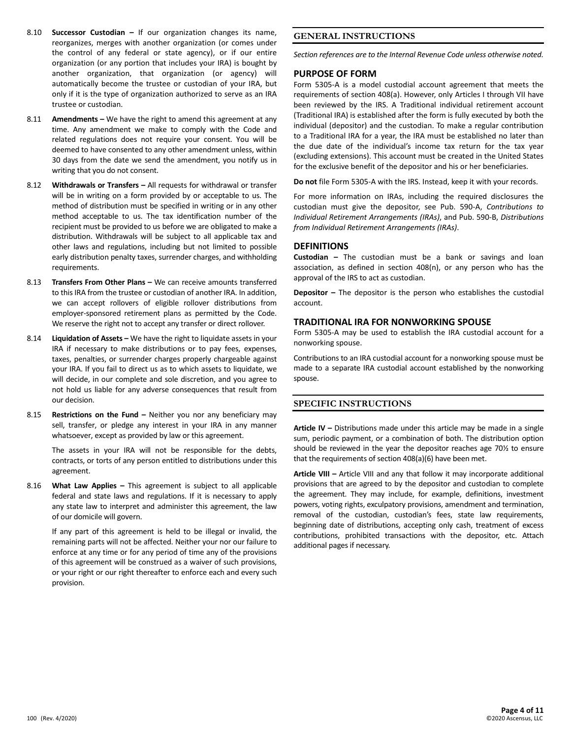8.10 **Successor Custodian –** If our organization changes its name, reorganizes, merges with another organization (or comes under the control of any federal or state agency), or if our entire organization (or any portion that includes your IRA) is bought by another organization, that organization (or agency) will automatically become the trustee or custodian of your IRA, but only if it is the type of organization authorized to serve as an IRA trustee or custodian.

8.11 **Amendments –** We have the right to amend this agreement at any time. Any amendment we make to comply with the Code and related regulations does not require your consent. You will be deemed to have consented to any other amendment unless, within 30 days from the date we send the amendment, you notify us in writing that you do not consent.

8.12 **Withdrawals or Transfers –** All requests for withdrawal or transfer will be in writing on a form provided by or acceptable to us. The method of distribution must be specified in writing or in any other method acceptable to us. The tax identification number of the recipient must be provided to us before we are obligated to make a distribution. Withdrawals will be subject to all applicable tax and other laws and regulations, including but not limited to possible early distribution penalty taxes, surrender charges, and withholding requirements.

8.13 **Transfers From Other Plans –** We can receive amounts transferred to this IRA from the trustee or custodian of another IRA. In addition, we can accept rollovers of eligible rollover distributions from employer-sponsored retirement plans as permitted by the Code. We reserve the right not to accept any transfer or direct rollover.

8.14 **Liquidation of Assets –** We have the right to liquidate assets in your IRA if necessary to make distributions or to pay fees, expenses, taxes, penalties, or surrender charges properly chargeable against your IRA. If you fail to direct us as to which assets to liquidate, we will decide, in our complete and sole discretion, and you agree to not hold us liable for any adverse consequences that result from our decision.

8.15 **Restrictions on the Fund –** Neither you nor any beneficiary may sell, transfer, or pledge any interest in your IRA in any manner whatsoever, except as provided by law or this agreement.

The assets in your IRA will not be responsible for the debts, contracts, or torts of any person entitled to distributions under this agreement.

8.16 **What Law Applies –** This agreement is subject to all applicable federal and state laws and regulations. If it is necessary to apply any state law to interpret and administer this agreement, the law of our domicile will govern.

If any part of this agreement is held to be illegal or invalid, the remaining parts will not be affected. Neither your nor our failure to enforce at any time or for any period of time any of the provisions of this agreement will be construed as a waiver of such provisions, or your right or our right thereafter to enforce each and every such provision.

## GENERAL INSTRUCTIONS

*Section references are to the Internal Revenue Code unless otherwise noted.*

### PURPOSE OF FORM

Form 5305-A is a model custodial account agreement that meets the requirements of section 408(a). However, only Articles I through VII have been reviewed by the IRS. A Traditional individual retirement account (Traditional IRA) is established after the form is fully executed by both the individual (depositor) and the custodian. To make a regular contribution to a Traditional IRA for a year, the IRA must be established no later than the due date of the individual's income tax return for the tax year (excluding extensions). This account must be created in the United States for the exclusive benefit of the depositor and his or her beneficiaries.

**Do not** file Form 5305-A with the IRS. Instead, keep it with your records.

For more information on IRAs, including the required disclosures the custodian must give the depositor, see Pub. 590-A, *Contributions to Individual Retirement Arrangements (IRAs)*, and Pub. 590-B, *Distributions from Individual Retirement Arrangements (IRAs)*.

### DEFINITIONS

**Custodian –** The custodian must be a bank or savings and loan association, as defined in section 408(n), or any person who has the approval of the IRS to act as custodian.

**Depositor –** The depositor is the person who establishes the custodial account.

### TRADITIONAL IRA FOR NONWORKING SPOUSE

Form 5305-A may be used to establish the IRA custodial account for a nonworking spouse.

Contributions to an IRA custodial account for a nonworking spouse must be made to a separate IRA custodial account established by the nonworking spouse.

## SPECIFIC INSTRUCTIONS

**Article IV –** Distributions made under this article may be made in a single sum, periodic payment, or a combination of both. The distribution option should be reviewed in the year the depositor reaches age 70½ to ensure that the requirements of section 408(a)(6) have been met.

**Article VIII –** Article VIII and any that follow it may incorporate additional provisions that are agreed to by the depositor and custodian to complete the agreement. They may include, for example, definitions, investment powers, voting rights, exculpatory provisions, amendment and termination, removal of the custodian, custodian's fees, state law requirements, beginning date of distributions, accepting only cash, treatment of excess contributions, prohibited transactions with the depositor, etc. Attach additional pages if necessary.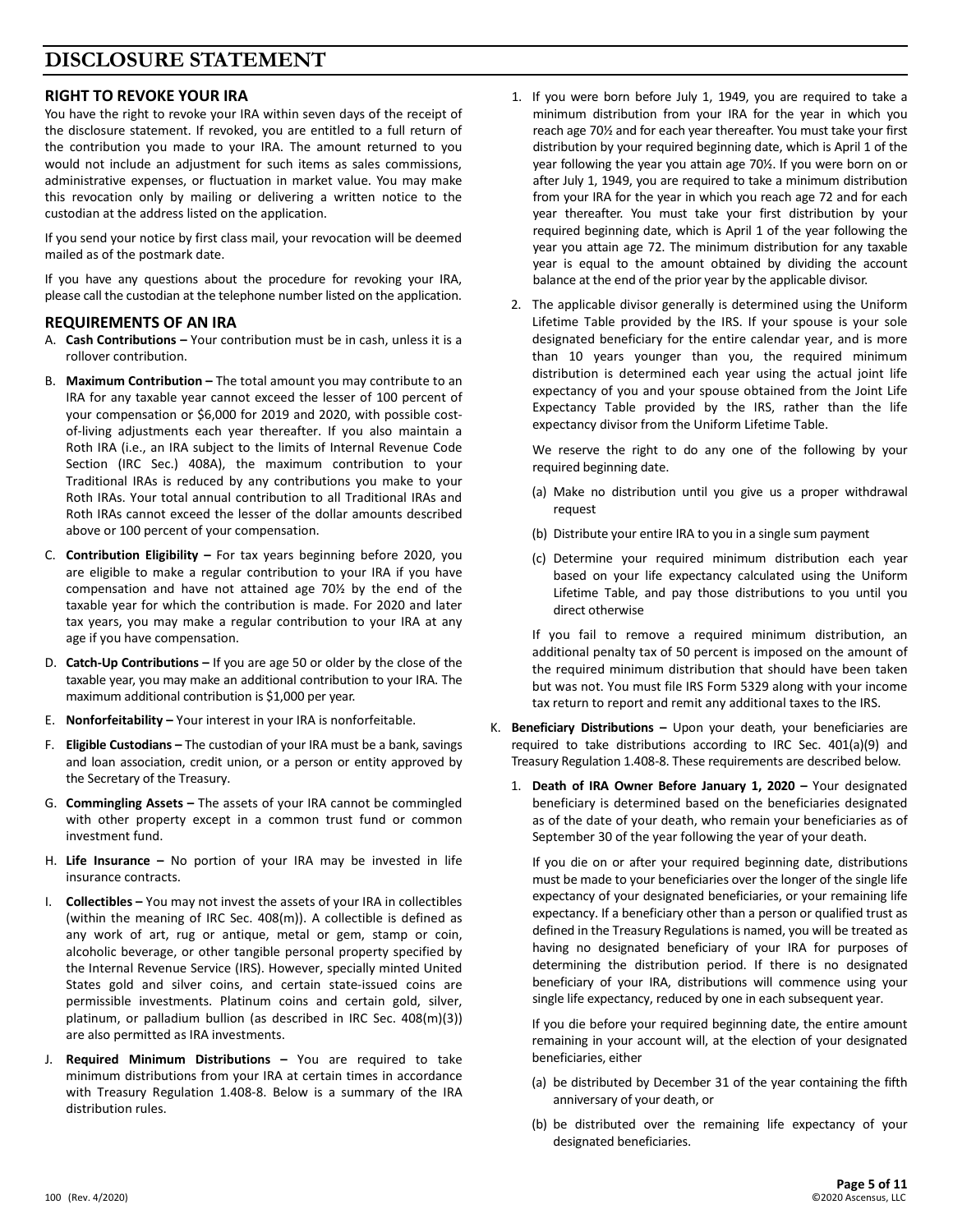# DISCLOSURE STATEMENT

## RIGHT TO REVOKE YOUR IRA

You have the right to revoke your IRA within seven days of the receipt of the disclosure statement. If revoked, you are entitled to a full return of the contribution you made to your IRA. The amount returned to you would not include an adjustment for such items as sales commissions, administrative expenses, or fluctuation in market value. You may make this revocation only by mailing or delivering a written notice to the custodian at the address listed on the application.

If you send your notice by first class mail, your revocation will be deemed mailed as of the postmark date.

If you have any questions about the procedure for revoking your IRA, please call the custodian at the telephone number listed on the application.

## REQUIREMENTS OF AN IRA

A. **Cash Contributions –** Your contribution must be in cash, unless it is a rollover contribution.

B. **Maximum Contribution –** The total amount you may contribute to an IRA for any taxable year cannot exceed the lesser of 100 percent of your compensation or $6,000 for 2019 and 2020, with possible cost-of-living adjustments each year thereafter. If you also maintain a Roth IRA (i.e., an IRA subject to the limits of Internal Revenue Code Section (IRC Sec.) 408A), the maximum contribution to your Traditional IRAs is reduced by any contributions you make to your Roth IRAs. Your total annual contribution to all Traditional IRAs and Roth IRAs cannot exceed the lesser of the dollar amounts described above or 100 percent of your compensation.

C. **Contribution Eligibility –** For tax years beginning before 2020, you are eligible to make a regular contribution to your IRA if you have compensation and have not attained age 70½ by the end of the taxable year for which the contribution is made. For 2020 and later tax years, you may make a regular contribution to your IRA at any age if you have compensation.

D. **Catch-Up Contributions –** If you are age 50 or older by the close of the taxable year, you may make an additional contribution to your IRA. The maximum additional contribution is $1,000 per year.

E. **Nonforfeitability –** Your interest in your IRA is nonforfeitable.

F. **Eligible Custodians –** The custodian of your IRA must be a bank, savings and loan association, credit union, or a person or entity approved by the Secretary of the Treasury.

G. **Commingling Assets –** The assets of your IRA cannot be commingled with other property except in a common trust fund or common investment fund.

H. **Life Insurance –** No portion of your IRA may be invested in life insurance contracts.

I. **Collectibles –** You may not invest the assets of your IRA in collectibles (within the meaning of IRC Sec. 408(m)). A collectible is defined as any work of art, rug or antique, metal or gem, stamp or coin, alcoholic beverage, or other tangible personal property specified by the Internal Revenue Service (IRS). However, specially minted United States gold and silver coins, and certain state-issued coins are permissible investments. Platinum coins and certain gold, silver, platinum, or palladium bullion (as described in IRC Sec. 408(m)(3)) are also permitted as IRA investments.

J. **Required Minimum Distributions –** You are required to take minimum distributions from your IRA at certain times in accordance with Treasury Regulation 1.408-8. Below is a summary of the IRA distribution rules.

   1. If you were born before July 1, 1949, you are required to take a minimum distribution from your IRA for the year in which you reach age 70½ and for each year thereafter. You must take your first distribution by your required beginning date, which is April 1 of the year following the year you attain age 70½. If you were born on or after July 1, 1949, you are required to take a minimum distribution from your IRA for the year in which you reach age 72 and for each year thereafter. You must take your first distribution by your required beginning date, which is April 1 of the year following the year you attain age 72. The minimum distribution for any taxable year is equal to the amount obtained by dividing the account balance at the end of the prior year by the applicable divisor.

   2. The applicable divisor generally is determined using the Uniform Lifetime Table provided by the IRS. If your spouse is your sole designated beneficiary for the entire calendar year, and is more than 10 years younger than you, the required minimum distribution is determined each year using the actual joint life expectancy of you and your spouse obtained from the Joint Life Expectancy Table provided by the IRS, rather than the life expectancy divisor from the Uniform Lifetime Table.

      We reserve the right to do any one of the following by your required beginning date.

      (a) Make no distribution until you give us a proper withdrawal request

      (b) Distribute your entire IRA to you in a single sum payment

      (c) Determine your required minimum distribution each year based on your life expectancy calculated using the Uniform Lifetime Table, and pay those distributions to you until you direct otherwise

      If you fail to remove a required minimum distribution, an additional penalty tax of 50 percent is imposed on the amount of the required minimum distribution that should have been taken but was not. You must file IRS Form 5329 along with your income tax return to report and remit any additional taxes to the IRS.

K. **Beneficiary Distributions –** Upon your death, your beneficiaries are required to take distributions according to IRC Sec. 401(a)(9) and Treasury Regulation 1.408-8. These requirements are described below.

   1. **Death of IRA Owner Before January 1, 2020 –** Your designated beneficiary is determined based on the beneficiaries designated as of the date of your death, who remain your beneficiaries as of September 30 of the year following the year of your death.

      If you die on or after your required beginning date, distributions must be made to your beneficiaries over the longer of the single life expectancy of your designated beneficiaries, or your remaining life expectancy. If a beneficiary other than a person or qualified trust as defined in the Treasury Regulations is named, you will be treated as having no designated beneficiary of your IRA for purposes of determining the distribution period. If there is no designated beneficiary of your IRA, distributions will commence using your single life expectancy, reduced by one in each subsequent year.

      If you die before your required beginning date, the entire amount remaining in your account will, at the election of your designated beneficiaries, either

      (a) be distributed by December 31 of the year containing the fifth anniversary of your death, or

      (b) be distributed over the remaining life expectancy of your designated beneficiaries.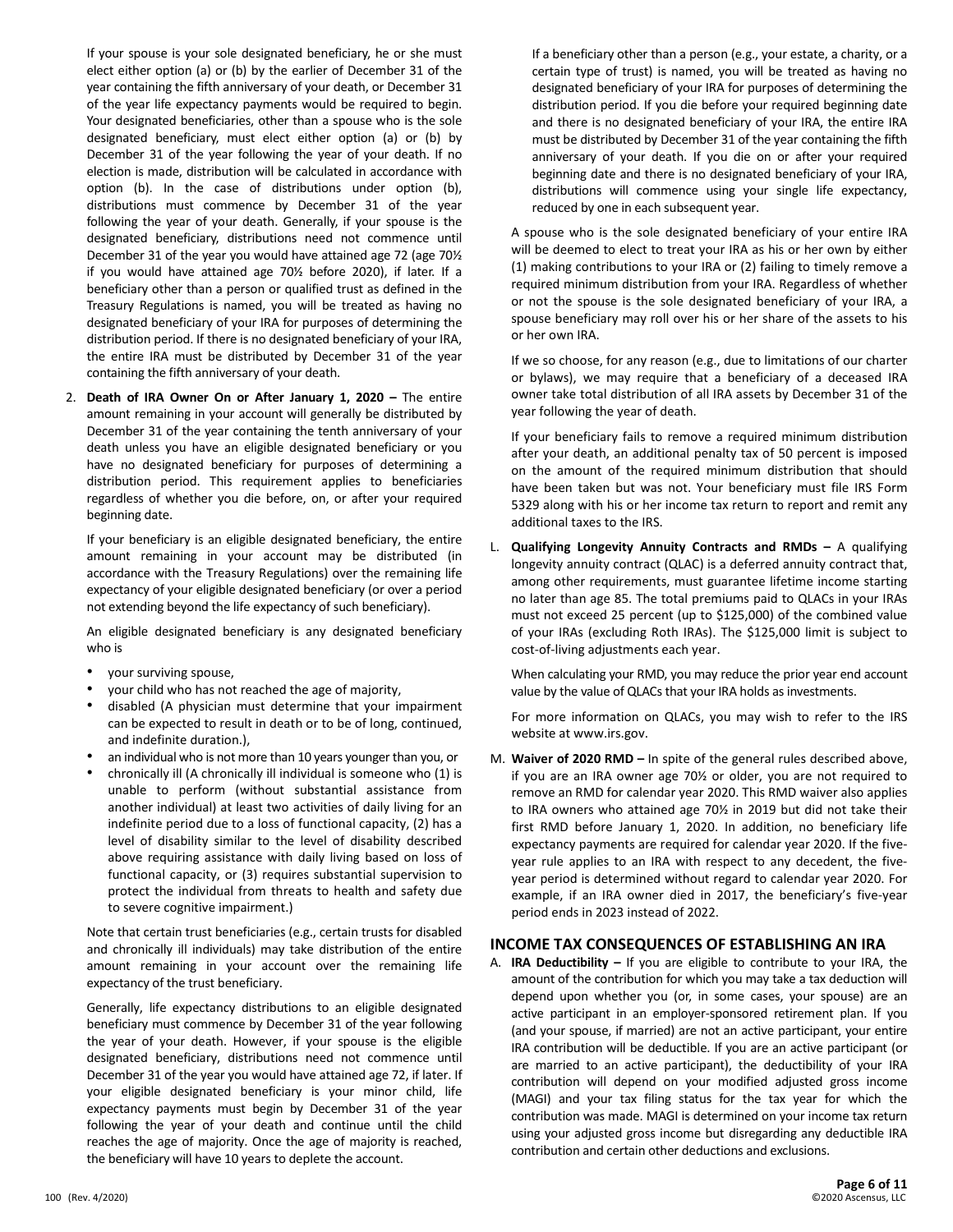If your spouse is your sole designated beneficiary, he or she must elect either option (a) or (b) by the earlier of December 31 of the year containing the fifth anniversary of your death, or December 31 of the year life expectancy payments would be required to begin. Your designated beneficiaries, other than a spouse who is the sole designated beneficiary, must elect either option (a) or (b) by December 31 of the year following the year of your death. If no election is made, distribution will be calculated in accordance with option (b). In the case of distributions under option (b), distributions must commence by December 31 of the year following the year of your death. Generally, if your spouse is the designated beneficiary, distributions need not commence until December 31 of the year you would have attained age 72 (age 70½ if you would have attained age 70½ before 2020), if later. If a beneficiary other than a person or qualified trust as defined in the Treasury Regulations is named, you will be treated as having no designated beneficiary of your IRA for purposes of determining the distribution period. If there is no designated beneficiary of your IRA, the entire IRA must be distributed by December 31 of the year containing the fifth anniversary of your death.

2. **Death of IRA Owner On or After January 1, 2020 –** The entire amount remaining in your account will generally be distributed by December 31 of the year containing the tenth anniversary of your death unless you have an eligible designated beneficiary or you have no designated beneficiary for purposes of determining a distribution period. This requirement applies to beneficiaries regardless of whether you die before, on, or after your required beginning date.

   If your beneficiary is an eligible designated beneficiary, the entire amount remaining in your account may be distributed (in accordance with the Treasury Regulations) over the remaining life expectancy of your eligible designated beneficiary (or over a period not extending beyond the life expectancy of such beneficiary).

   An eligible designated beneficiary is any designated beneficiary who is

   - your surviving spouse,
   - your child who has not reached the age of majority,
   - disabled (A physician must determine that your impairment can be expected to result in death or to be of long, continued, and indefinite duration.),
   - an individual who is not more than 10 years younger than you, or
   - chronically ill (A chronically ill individual is someone who (1) is unable to perform (without substantial assistance from another individual) at least two activities of daily living for an indefinite period due to a loss of functional capacity, (2) has a level of disability similar to the level of disability described above requiring assistance with daily living based on loss of functional capacity, or (3) requires substantial supervision to protect the individual from threats to health and safety due to severe cognitive impairment.)

   Note that certain trust beneficiaries (e.g., certain trusts for disabled and chronically ill individuals) may take distribution of the entire amount remaining in your account over the remaining life expectancy of the trust beneficiary.

   Generally, life expectancy distributions to an eligible designated beneficiary must commence by December 31 of the year following the year of your death. However, if your spouse is the eligible designated beneficiary, distributions need not commence until December 31 of the year you would have attained age 72, if later. If your eligible designated beneficiary is your minor child, life expectancy payments must begin by December 31 of the year following the year of your death and continue until the child reaches the age of majority. Once the age of majority is reached, the beneficiary will have 10 years to deplete the account.

   If a beneficiary other than a person (e.g., your estate, a charity, or a certain type of trust) is named, you will be treated as having no designated beneficiary of your IRA for purposes of determining the distribution period. If you die before your required beginning date and there is no designated beneficiary of your IRA, the entire IRA must be distributed by December 31 of the year containing the fifth anniversary of your death. If you die on or after your required beginning date and there is no designated beneficiary of your IRA, distributions will commence using your single life expectancy, reduced by one in each subsequent year.

A spouse who is the sole designated beneficiary of your entire IRA will be deemed to elect to treat your IRA as his or her own by either (1) making contributions to your IRA or (2) failing to timely remove a required minimum distribution from your IRA. Regardless of whether or not the spouse is the sole designated beneficiary of your IRA, a spouse beneficiary may roll over his or her share of the assets to his or her own IRA.

If we so choose, for any reason (e.g., due to limitations of our charter or bylaws), we may require that a beneficiary of a deceased IRA owner take total distribution of all IRA assets by December 31 of the year following the year of death.

If your beneficiary fails to remove a required minimum distribution after your death, an additional penalty tax of 50 percent is imposed on the amount of the required minimum distribution that should have been taken but was not. Your beneficiary must file IRS Form 5329 along with his or her income tax return to report and remit any additional taxes to the IRS.

L. **Qualifying Longevity Annuity Contracts and RMDs –** A qualifying longevity annuity contract (QLAC) is a deferred annuity contract that, among other requirements, must guarantee lifetime income starting no later than age 85. The total premiums paid to QLACs in your IRAs must not exceed 25 percent (up to $125,000) of the combined value of your IRAs (excluding Roth IRAs). The $125,000 limit is subject to cost-of-living adjustments each year.

   When calculating your RMD, you may reduce the prior year end account value by the value of QLACs that your IRA holds as investments.

   For more information on QLACs, you may wish to refer to the IRS website at www.irs.gov.

M. **Waiver of 2020 RMD –** In spite of the general rules described above, if you are an IRA owner age 70½ or older, you are not required to remove an RMD for calendar year 2020. This RMD waiver also applies to IRA owners who attained age 70½ in 2019 but did not take their first RMD before January 1, 2020. In addition, no beneficiary life expectancy payments are required for calendar year 2020. If the five-year rule applies to an IRA with respect to any decedent, the five-year period is determined without regard to calendar year 2020. For example, if an IRA owner died in 2017, the beneficiary's five-year period ends in 2023 instead of 2022.

## INCOME TAX CONSEQUENCES OF ESTABLISHING AN IRA

A. **IRA Deductibility –** If you are eligible to contribute to your IRA, the amount of the contribution for which you may take a tax deduction will depend upon whether you (or, in some cases, your spouse) are an active participant in an employer-sponsored retirement plan. If you (and your spouse, if married) are not an active participant, your entire IRA contribution will be deductible. If you are an active participant (or are married to an active participant), the deductibility of your IRA contribution will depend on your modified adjusted gross income (MAGI) and your tax filing status for the tax year for which the contribution was made. MAGI is determined on your income tax return using your adjusted gross income but disregarding any deductible IRA contribution and certain other deductions and exclusions.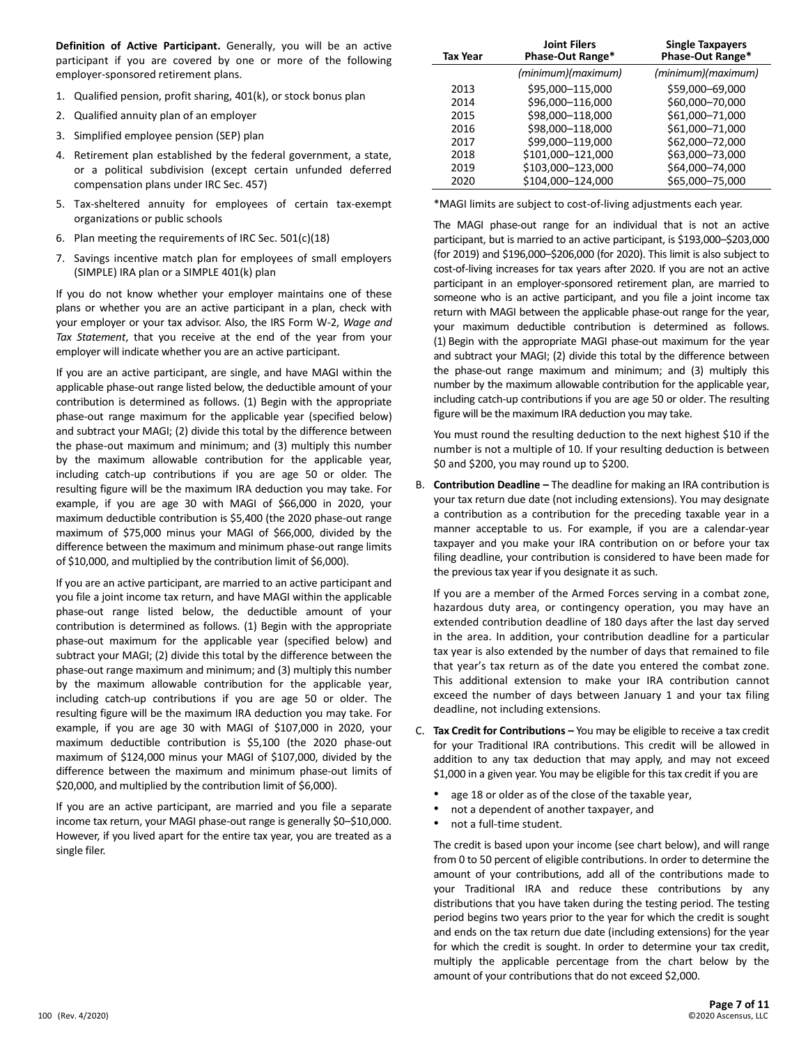**Definition of Active Participant.** Generally, you will be an active participant if you are covered by one or more of the following employer-sponsored retirement plans.

1. Qualified pension, profit sharing, 401(k), or stock bonus plan
2. Qualified annuity plan of an employer
3. Simplified employee pension (SEP) plan
4. Retirement plan established by the federal government, a state, or a political subdivision (except certain unfunded deferred compensation plans under IRC Sec. 457)
5. Tax-sheltered annuity for employees of certain tax-exempt organizations or public schools
6. Plan meeting the requirements of IRC Sec. 501(c)(18)
7. Savings incentive match plan for employees of small employers (SIMPLE) IRA plan or a SIMPLE 401(k) plan

If you do not know whether your employer maintains one of these plans or whether you are an active participant in a plan, check with your employer or your tax advisor. Also, the IRS Form W-2, *Wage and Tax Statement*, that you receive at the end of the year from your employer will indicate whether you are an active participant.

If you are an active participant, are single, and have MAGI within the applicable phase-out range listed below, the deductible amount of your contribution is determined as follows. (1) Begin with the appropriate phase-out range maximum for the applicable year (specified below) and subtract your MAGI; (2) divide this total by the difference between the phase-out maximum and minimum; and (3) multiply this number by the maximum allowable contribution for the applicable year, including catch-up contributions if you are age 50 or older. The resulting figure will be the maximum IRA deduction you may take. For example, if you are age 30 with MAGI of $66,000 in 2020, your maximum deductible contribution is $5,400 (the 2020 phase-out range maximum of $75,000 minus your MAGI of $66,000, divided by the difference between the maximum and minimum phase-out range limits of $10,000, and multiplied by the contribution limit of $6,000).

If you are an active participant, are married to an active participant and you file a joint income tax return, and have MAGI within the applicable phase-out range listed below, the deductible amount of your contribution is determined as follows. (1) Begin with the appropriate phase-out maximum for the applicable year (specified below) and subtract your MAGI; (2) divide this total by the difference between the phase-out range maximum and minimum; and (3) multiply this number by the maximum allowable contribution for the applicable year, including catch-up contributions if you are age 50 or older. The resulting figure will be the maximum IRA deduction you may take. For example, if you are age 30 with MAGI of $107,000 in 2020, your maximum deductible contribution is $5,100 (the 2020 phase-out maximum of $124,000 minus your MAGI of $107,000, divided by the difference between the maximum and minimum phase-out limits of $20,000, and multiplied by the contribution limit of $6,000).

If you are an active participant, are married and you file a separate income tax return, your MAGI phase-out range is generally $0–$10,000. However, if you lived apart for the entire tax year, you are treated as a single filer.

| Tax Year | Joint Filers Phase-Out Range* | Single Taxpayers Phase-Out Range* |
|---|---|---|
| | *(minimum)(maximum)* | *(minimum)(maximum)* |
| 2013 | $95,000–115,000 | $59,000–69,000 |
| 2014 | $96,000–116,000 | $60,000–70,000 |
| 2015 | $98,000–118,000 | $61,000–71,000 |
| 2016 | $98,000–118,000 | $61,000–71,000 |
| 2017 | $99,000–119,000 | $62,000–72,000 |
| 2018 | $101,000–121,000 | $63,000–73,000 |
| 2019 | $103,000–123,000 | $64,000–74,000 |
| 2020 | $104,000–124,000 | $65,000–75,000 |

*MAGI limits are subject to cost-of-living adjustments each year.

The MAGI phase-out range for an individual that is not an active participant, but is married to an active participant, is $193,000–$203,000 (for 2019) and $196,000–$206,000 (for 2020). This limit is also subject to cost-of-living increases for tax years after 2020. If you are not an active participant in an employer-sponsored retirement plan, are married to someone who is an active participant, and you file a joint income tax return with MAGI between the applicable phase-out range for the year, your maximum deductible contribution is determined as follows. (1) Begin with the appropriate MAGI phase-out maximum for the year and subtract your MAGI; (2) divide this total by the difference between the phase-out range maximum and minimum; and (3) multiply this number by the maximum allowable contribution for the applicable year, including catch-up contributions if you are age 50 or older. The resulting figure will be the maximum IRA deduction you may take.

You must round the resulting deduction to the next highest $10 if the number is not a multiple of 10. If your resulting deduction is between $0 and $200, you may round up to $200.

B. **Contribution Deadline –** The deadline for making an IRA contribution is your tax return due date (not including extensions). You may designate a contribution as a contribution for the preceding taxable year in a manner acceptable to us. For example, if you are a calendar-year taxpayer and you make your IRA contribution on or before your tax filing deadline, your contribution is considered to have been made for the previous tax year if you designate it as such.

   If you are a member of the Armed Forces serving in a combat zone, hazardous duty area, or contingency operation, you may have an extended contribution deadline of 180 days after the last day served in the area. In addition, your contribution deadline for a particular tax year is also extended by the number of days that remained to file that year's tax return as of the date you entered the combat zone. This additional extension to make your IRA contribution cannot exceed the number of days between January 1 and your tax filing deadline, not including extensions.

C. **Tax Credit for Contributions –** You may be eligible to receive a tax credit for your Traditional IRA contributions. This credit will be allowed in addition to any tax deduction that may apply, and may not exceed $1,000 in a given year. You may be eligible for this tax credit if you are

   - age 18 or older as of the close of the taxable year,
   - not a dependent of another taxpayer, and
   - not a full-time student.

   The credit is based upon your income (see chart below), and will range from 0 to 50 percent of eligible contributions. In order to determine the amount of your contributions, add all of the contributions made to your Traditional IRA and reduce these contributions by any distributions that you have taken during the testing period. The testing period begins two years prior to the year for which the credit is sought and ends on the tax return due date (including extensions) for the year for which the credit is sought. In order to determine your tax credit, multiply the applicable percentage from the chart below by the amount of your contributions that do not exceed $2,000.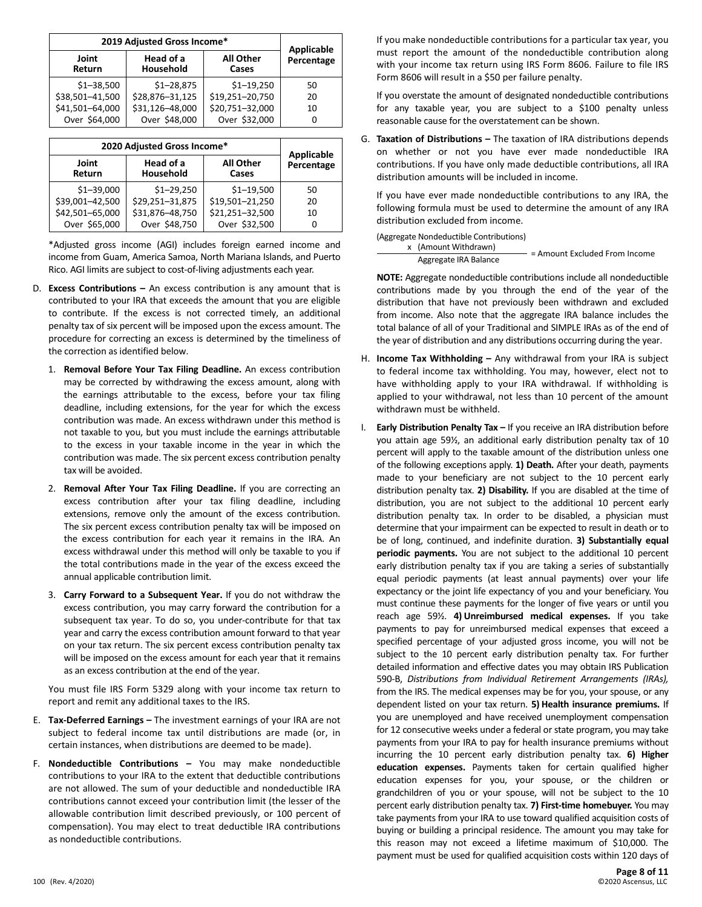| 2019 Adjusted Gross Income* | | | Applicable Percentage |
|---|---|---|---|
| Joint Return | Head of a Household | All Other Cases | |
| $1–38,500 | $1–28,875 | $1–19,250 | 50 |
| $38,501–41,500 | $28,876–31,125 | $19,251–20,750 | 20 |
| $41,501–64,000 | $31,126–48,000 | $20,751–32,000 | 10 |
| Over $64,000 | Over $48,000 | Over $32,000 | 0 |

| 2020 Adjusted Gross Income* | | | Applicable Percentage |
|---|---|---|---|
| Joint Return | Head of a Household | All Other Cases | |
| $1–39,000 | $1–29,250 | $1–19,500 | 50 |
| $39,001–42,500 | $29,251–31,875 | $19,501–21,250 | 20 |
| $42,501–65,000 | $31,876–48,750 | $21,251–32,500 | 10 |
| Over $65,000 | Over $48,750 | Over $32,500 | 0 |

*Adjusted gross income (AGI) includes foreign earned income and income from Guam, America Samoa, North Mariana Islands, and Puerto Rico. AGI limits are subject to cost-of-living adjustments each year.

D. **Excess Contributions –** An excess contribution is any amount that is contributed to your IRA that exceeds the amount that you are eligible to contribute. If the excess is not corrected timely, an additional penalty tax of six percent will be imposed upon the excess amount. The procedure for correcting an excess is determined by the timeliness of the correction as identified below.

   1. **Removal Before Your Tax Filing Deadline.** An excess contribution may be corrected by withdrawing the excess amount, along with the earnings attributable to the excess, before your tax filing deadline, including extensions, for the year for which the excess contribution was made. An excess withdrawn under this method is not taxable to you, but you must include the earnings attributable to the excess in your taxable income in the year in which the contribution was made. The six percent excess contribution penalty tax will be avoided.

   2. **Removal After Your Tax Filing Deadline.** If you are correcting an excess contribution after your tax filing deadline, including extensions, remove only the amount of the excess contribution. The six percent excess contribution penalty tax will be imposed on the excess contribution for each year it remains in the IRA. An excess withdrawal under this method will only be taxable to you if the total contributions made in the year of the excess exceed the annual applicable contribution limit.

   3. **Carry Forward to a Subsequent Year.** If you do not withdraw the excess contribution, you may carry forward the contribution for a subsequent tax year. To do so, you under-contribute for that tax year and carry the excess contribution amount forward to that year on your tax return. The six percent excess contribution penalty tax will be imposed on the excess amount for each year that it remains as an excess contribution at the end of the year.

   You must file IRS Form 5329 along with your income tax return to report and remit any additional taxes to the IRS.

E. **Tax-Deferred Earnings –** The investment earnings of your IRA are not subject to federal income tax until distributions are made (or, in certain instances, when distributions are deemed to be made).

F. **Nondeductible Contributions –** You may make nondeductible contributions to your IRA to the extent that deductible contributions are not allowed. The sum of your deductible and nondeductible IRA contributions cannot exceed your contribution limit (the lesser of the allowable contribution limit described previously, or 100 percent of compensation). You may elect to treat deductible IRA contributions as nondeductible contributions.

   If you make nondeductible contributions for a particular tax year, you must report the amount of the nondeductible contribution along with your income tax return using IRS Form 8606. Failure to file IRS Form 8606 will result in a $50 per failure penalty.

   If you overstate the amount of designated nondeductible contributions for any taxable year, you are subject to a $100 penalty unless reasonable cause for the overstatement can be shown.

G. **Taxation of Distributions –** The taxation of IRA distributions depends on whether or not you have ever made nondeductible IRA contributions. If you have only made deductible contributions, all IRA distribution amounts will be included in income.

   If you have ever made nondeductible contributions to any IRA, the following formula must be used to determine the amount of any IRA distribution excluded from income.

$$\frac{\text{(Aggregate Nondeductible Contributions)} \times \text{(Amount Withdrawn)}}{\text{Aggregate IRA Balance}} = \text{Amount Excluded From Income}$$

   **NOTE:** Aggregate nondeductible contributions include all nondeductible contributions made by you through the end of the year of the distribution that have not previously been withdrawn and excluded from income. Also note that the aggregate IRA balance includes the total balance of all of your Traditional and SIMPLE IRAs as of the end of the year of distribution and any distributions occurring during the year.

H. **Income Tax Withholding –** Any withdrawal from your IRA is subject to federal income tax withholding. You may, however, elect not to have withholding apply to your IRA withdrawal. If withholding is applied to your withdrawal, not less than 10 percent of the amount withdrawn must be withheld.

I. **Early Distribution Penalty Tax –** If you receive an IRA distribution before you attain age 59½, an additional early distribution penalty tax of 10 percent will apply to the taxable amount of the distribution unless one of the following exceptions apply. **1) Death.** After your death, payments made to your beneficiary are not subject to the 10 percent early distribution penalty tax. **2) Disability.** If you are disabled at the time of distribution, you are not subject to the additional 10 percent early distribution penalty tax. In order to be disabled, a physician must determine that your impairment can be expected to result in death or to be of long, continued, and indefinite duration. **3) Substantially equal periodic payments.** You are not subject to the additional 10 percent early distribution penalty tax if you are taking a series of substantially equal periodic payments (at least annual payments) over your life expectancy or the joint life expectancy of you and your beneficiary. You must continue these payments for the longer of five years or until you reach age 59½. **4) Unreimbursed medical expenses.** If you take payments to pay for unreimbursed medical expenses that exceed a specified percentage of your adjusted gross income, you will not be subject to the 10 percent early distribution penalty tax. For further detailed information and effective dates you may obtain IRS Publication 590-B, *Distributions from Individual Retirement Arrangements (IRAs),* from the IRS. The medical expenses may be for you, your spouse, or any dependent listed on your tax return. **5) Health insurance premiums.** If you are unemployed and have received unemployment compensation for 12 consecutive weeks under a federal or state program, you may take payments from your IRA to pay for health insurance premiums without incurring the 10 percent early distribution penalty tax. **6) Higher education expenses.** Payments taken for certain qualified higher education expenses for you, your spouse, or the children or grandchildren of you or your spouse, will not be subject to the 10 percent early distribution penalty tax. **7) First-time homebuyer.** You may take payments from your IRA to use toward qualified acquisition costs of buying or building a principal residence. The amount you may take for this reason may not exceed a lifetime maximum of $10,000. The payment must be used for qualified acquisition costs within 120 days of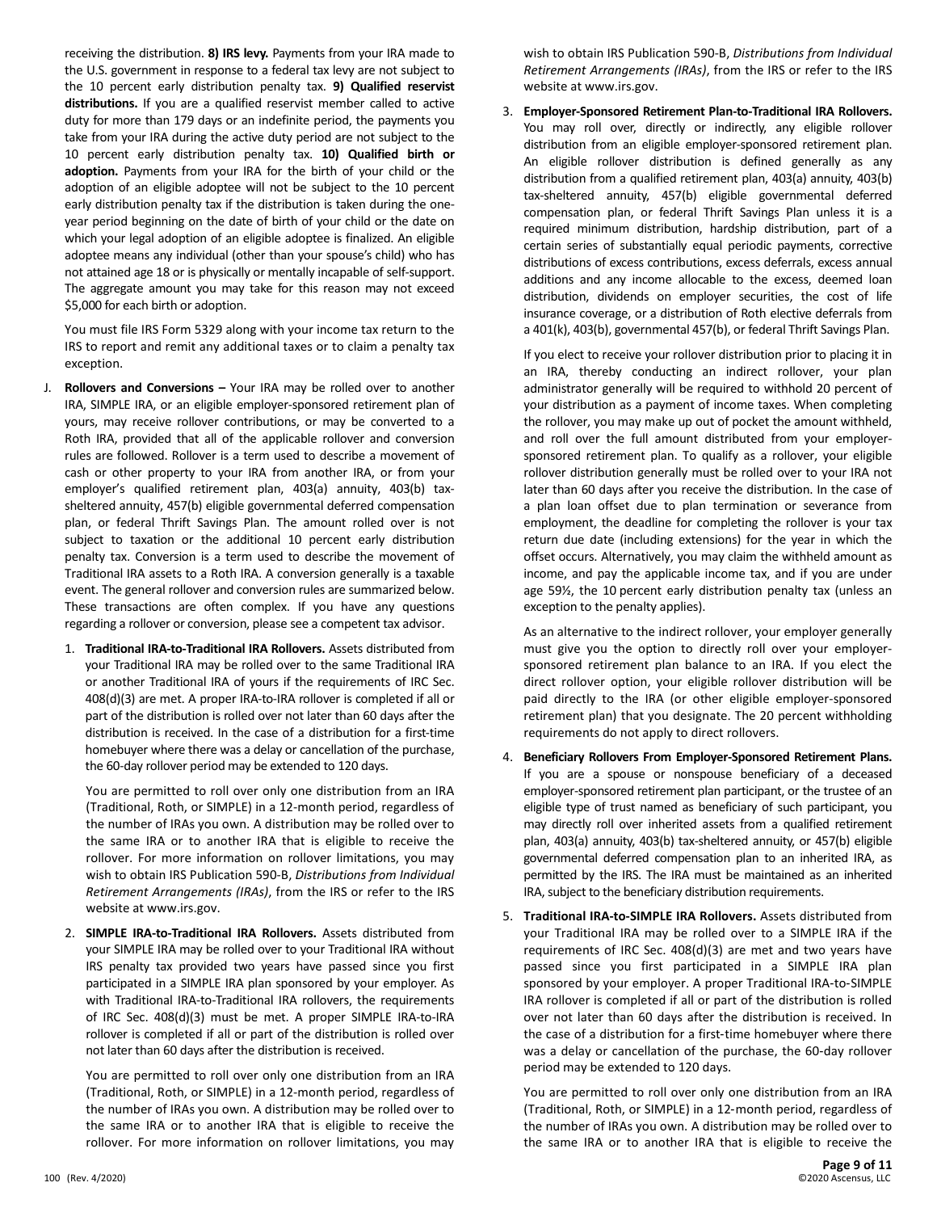receiving the distribution. **8) IRS levy.** Payments from your IRA made to the U.S. government in response to a federal tax levy are not subject to the 10 percent early distribution penalty tax. **9) Qualified reservist distributions.** If you are a qualified reservist member called to active duty for more than 179 days or an indefinite period, the payments you take from your IRA during the active duty period are not subject to the 10 percent early distribution penalty tax. **10) Qualified birth or adoption.** Payments from your IRA for the birth of your child or the adoption of an eligible adoptee will not be subject to the 10 percent early distribution penalty tax if the distribution is taken during the one-year period beginning on the date of birth of your child or the date on which your legal adoption of an eligible adoptee is finalized. An eligible adoptee means any individual (other than your spouse's child) who has not attained age 18 or is physically or mentally incapable of self-support. The aggregate amount you may take for this reason may not exceed $5,000 for each birth or adoption.

You must file IRS Form 5329 along with your income tax return to the IRS to report and remit any additional taxes or to claim a penalty tax exception.

J. **Rollovers and Conversions –** Your IRA may be rolled over to another IRA, SIMPLE IRA, or an eligible employer-sponsored retirement plan of yours, may receive rollover contributions, or may be converted to a Roth IRA, provided that all of the applicable rollover and conversion rules are followed. Rollover is a term used to describe a movement of cash or other property to your IRA from another IRA, or from your employer's qualified retirement plan, 403(a) annuity, 403(b) tax-sheltered annuity, 457(b) eligible governmental deferred compensation plan, or federal Thrift Savings Plan. The amount rolled over is not subject to taxation or the additional 10 percent early distribution penalty tax. Conversion is a term used to describe the movement of Traditional IRA assets to a Roth IRA. A conversion generally is a taxable event. The general rollover and conversion rules are summarized below. These transactions are often complex. If you have any questions regarding a rollover or conversion, please see a competent tax advisor.

1. **Traditional IRA-to-Traditional IRA Rollovers.** Assets distributed from your Traditional IRA may be rolled over to the same Traditional IRA or another Traditional IRA of yours if the requirements of IRC Sec. 408(d)(3) are met. A proper IRA-to-IRA rollover is completed if all or part of the distribution is rolled over not later than 60 days after the distribution is received. In the case of a distribution for a first-time homebuyer where there was a delay or cancellation of the purchase, the 60-day rollover period may be extended to 120 days.

   You are permitted to roll over only one distribution from an IRA (Traditional, Roth, or SIMPLE) in a 12-month period, regardless of the number of IRAs you own. A distribution may be rolled over to the same IRA or to another IRA that is eligible to receive the rollover. For more information on rollover limitations, you may wish to obtain IRS Publication 590-B, *Distributions from Individual Retirement Arrangements (IRAs)*, from the IRS or refer to the IRS website at www.irs.gov.

2. **SIMPLE IRA-to-Traditional IRA Rollovers.** Assets distributed from your SIMPLE IRA may be rolled over to your Traditional IRA without IRS penalty tax provided two years have passed since you first participated in a SIMPLE IRA plan sponsored by your employer. As with Traditional IRA-to-Traditional IRA rollovers, the requirements of IRC Sec. 408(d)(3) must be met. A proper SIMPLE IRA-to-IRA rollover is completed if all or part of the distribution is rolled over not later than 60 days after the distribution is received.

   You are permitted to roll over only one distribution from an IRA (Traditional, Roth, or SIMPLE) in a 12-month period, regardless of the number of IRAs you own. A distribution may be rolled over to the same IRA or to another IRA that is eligible to receive the rollover. For more information on rollover limitations, you may wish to obtain IRS Publication 590-B, *Distributions from Individual Retirement Arrangements (IRAs)*, from the IRS or refer to the IRS website at www.irs.gov.

3. **Employer-Sponsored Retirement Plan-to-Traditional IRA Rollovers.** You may roll over, directly or indirectly, any eligible rollover distribution from an eligible employer-sponsored retirement plan. An eligible rollover distribution is defined generally as any distribution from a qualified retirement plan, 403(a) annuity, 403(b) tax-sheltered annuity, 457(b) eligible governmental deferred compensation plan, or federal Thrift Savings Plan unless it is a required minimum distribution, hardship distribution, part of a certain series of substantially equal periodic payments, corrective distributions of excess contributions, excess deferrals, excess annual additions and any income allocable to the excess, deemed loan distribution, dividends on employer securities, the cost of life insurance coverage, or a distribution of Roth elective deferrals from a 401(k), 403(b), governmental 457(b), or federal Thrift Savings Plan.

   If you elect to receive your rollover distribution prior to placing it in an IRA, thereby conducting an indirect rollover, your plan administrator generally will be required to withhold 20 percent of your distribution as a payment of income taxes. When completing the rollover, you may make up out of pocket the amount withheld, and roll over the full amount distributed from your employer-sponsored retirement plan. To qualify as a rollover, your eligible rollover distribution generally must be rolled over to your IRA not later than 60 days after you receive the distribution. In the case of a plan loan offset due to plan termination or severance from employment, the deadline for completing the rollover is your tax return due date (including extensions) for the year in which the offset occurs. Alternatively, you may claim the withheld amount as income, and pay the applicable income tax, and if you are under age 59½, the 10 percent early distribution penalty tax (unless an exception to the penalty applies).

   As an alternative to the indirect rollover, your employer generally must give you the option to directly roll over your employer-sponsored retirement plan balance to an IRA. If you elect the direct rollover option, your eligible rollover distribution will be paid directly to the IRA (or other eligible employer-sponsored retirement plan) that you designate. The 20 percent withholding requirements do not apply to direct rollovers.

4. **Beneficiary Rollovers From Employer-Sponsored Retirement Plans.** If you are a spouse or nonspouse beneficiary of a deceased employer-sponsored retirement plan participant, or the trustee of an eligible type of trust named as beneficiary of such participant, you may directly roll over inherited assets from a qualified retirement plan, 403(a) annuity, 403(b) tax-sheltered annuity, or 457(b) eligible governmental deferred compensation plan to an inherited IRA, as permitted by the IRS. The IRA must be maintained as an inherited IRA, subject to the beneficiary distribution requirements.

5. **Traditional IRA-to-SIMPLE IRA Rollovers.** Assets distributed from your Traditional IRA may be rolled over to a SIMPLE IRA if the requirements of IRC Sec. 408(d)(3) are met and two years have passed since you first participated in a SIMPLE IRA plan sponsored by your employer. A proper Traditional IRA-to-SIMPLE IRA rollover is completed if all or part of the distribution is rolled over not later than 60 days after the distribution is received. In the case of a distribution for a first-time homebuyer where there was a delay or cancellation of the purchase, the 60-day rollover period may be extended to 120 days.

   You are permitted to roll over only one distribution from an IRA (Traditional, Roth, or SIMPLE) in a 12-month period, regardless of the number of IRAs you own. A distribution may be rolled over to the same IRA or to another IRA that is eligible to receive the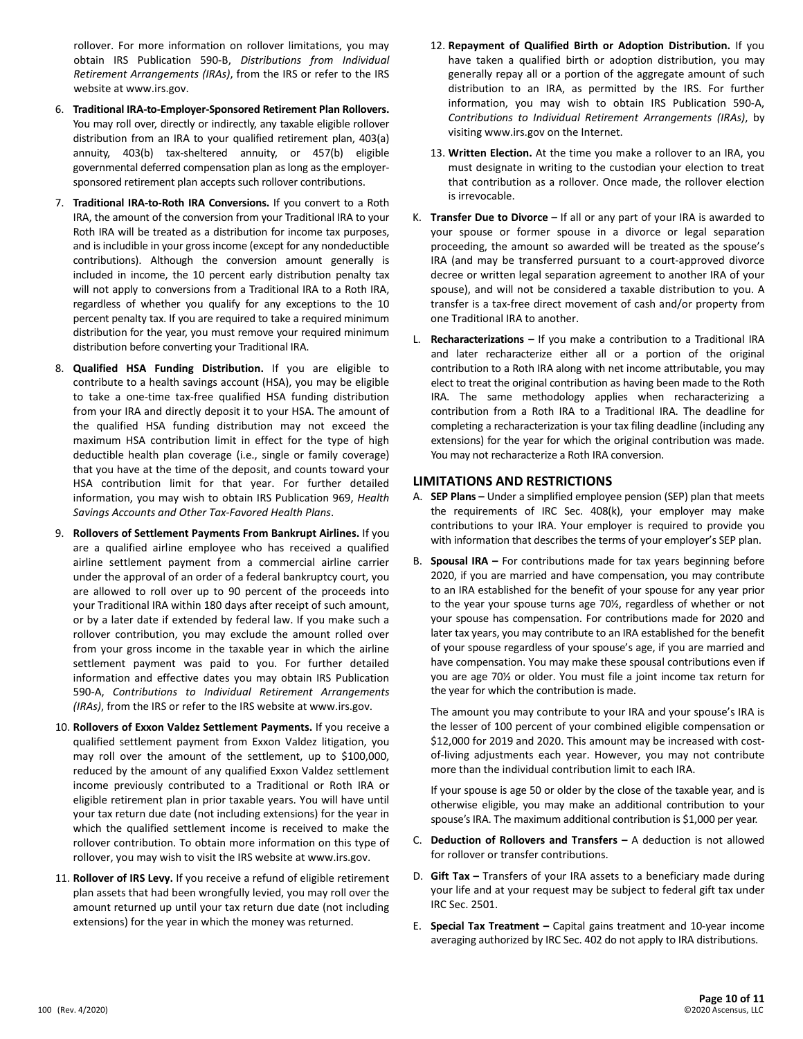rollover. For more information on rollover limitations, you may obtain IRS Publication 590-B, *Distributions from Individual Retirement Arrangements (IRAs)*, from the IRS or refer to the IRS website at www.irs.gov.

6. **Traditional IRA-to-Employer-Sponsored Retirement Plan Rollovers.** You may roll over, directly or indirectly, any taxable eligible rollover distribution from an IRA to your qualified retirement plan, 403(a) annuity, 403(b) tax-sheltered annuity, or 457(b) eligible governmental deferred compensation plan as long as the employer-sponsored retirement plan accepts such rollover contributions.

7. **Traditional IRA-to-Roth IRA Conversions.** If you convert to a Roth IRA, the amount of the conversion from your Traditional IRA to your Roth IRA will be treated as a distribution for income tax purposes, and is includible in your gross income (except for any nondeductible contributions). Although the conversion amount generally is included in income, the 10 percent early distribution penalty tax will not apply to conversions from a Traditional IRA to a Roth IRA, regardless of whether you qualify for any exceptions to the 10 percent penalty tax. If you are required to take a required minimum distribution for the year, you must remove your required minimum distribution before converting your Traditional IRA.

8. **Qualified HSA Funding Distribution.** If you are eligible to contribute to a health savings account (HSA), you may be eligible to take a one-time tax-free qualified HSA funding distribution from your IRA and directly deposit it to your HSA. The amount of the qualified HSA funding distribution may not exceed the maximum HSA contribution limit in effect for the type of high deductible health plan coverage (i.e., single or family coverage) that you have at the time of the deposit, and counts toward your HSA contribution limit for that year. For further detailed information, you may wish to obtain IRS Publication 969, *Health Savings Accounts and Other Tax-Favored Health Plans*.

9. **Rollovers of Settlement Payments From Bankrupt Airlines.** If you are a qualified airline employee who has received a qualified airline settlement payment from a commercial airline carrier under the approval of an order of a federal bankruptcy court, you are allowed to roll over up to 90 percent of the proceeds into your Traditional IRA within 180 days after receipt of such amount, or by a later date if extended by federal law. If you make such a rollover contribution, you may exclude the amount rolled over from your gross income in the taxable year in which the airline settlement payment was paid to you. For further detailed information and effective dates you may obtain IRS Publication 590-A, *Contributions to Individual Retirement Arrangements (IRAs)*, from the IRS or refer to the IRS website at www.irs.gov.

10. **Rollovers of Exxon Valdez Settlement Payments.** If you receive a qualified settlement payment from Exxon Valdez litigation, you may roll over the amount of the settlement, up to $100,000, reduced by the amount of any qualified Exxon Valdez settlement income previously contributed to a Traditional or Roth IRA or eligible retirement plan in prior taxable years. You will have until your tax return due date (not including extensions) for the year in which the qualified settlement income is received to make the rollover contribution. To obtain more information on this type of rollover, you may wish to visit the IRS website at www.irs.gov.

11. **Rollover of IRS Levy.** If you receive a refund of eligible retirement plan assets that had been wrongfully levied, you may roll over the amount returned up until your tax return due date (not including extensions) for the year in which the money was returned.

12. **Repayment of Qualified Birth or Adoption Distribution.** If you have taken a qualified birth or adoption distribution, you may generally repay all or a portion of the aggregate amount of such distribution to an IRA, as permitted by the IRS. For further information, you may wish to obtain IRS Publication 590-A, *Contributions to Individual Retirement Arrangements (IRAs)*, by visiting www.irs.gov on the Internet.

13. **Written Election.** At the time you make a rollover to an IRA, you must designate in writing to the custodian your election to treat that contribution as a rollover. Once made, the rollover election is irrevocable.

K. **Transfer Due to Divorce –** If all or any part of your IRA is awarded to your spouse or former spouse in a divorce or legal separation proceeding, the amount so awarded will be treated as the spouse's IRA (and may be transferred pursuant to a court-approved divorce decree or written legal separation agreement to another IRA of your spouse), and will not be considered a taxable distribution to you. A transfer is a tax-free direct movement of cash and/or property from one Traditional IRA to another.

L. **Recharacterizations –** If you make a contribution to a Traditional IRA and later recharacterize either all or a portion of the original contribution to a Roth IRA along with net income attributable, you may elect to treat the original contribution as having been made to the Roth IRA. The same methodology applies when recharacterizing a contribution from a Roth IRA to a Traditional IRA. The deadline for completing a recharacterization is your tax filing deadline (including any extensions) for the year for which the original contribution was made. You may not recharacterize a Roth IRA conversion.

## LIMITATIONS AND RESTRICTIONS

A. **SEP Plans –** Under a simplified employee pension (SEP) plan that meets the requirements of IRC Sec. 408(k), your employer may make contributions to your IRA. Your employer is required to provide you with information that describes the terms of your employer's SEP plan.

B. **Spousal IRA –** For contributions made for tax years beginning before 2020, if you are married and have compensation, you may contribute to an IRA established for the benefit of your spouse for any year prior to the year your spouse turns age 70½, regardless of whether or not your spouse has compensation. For contributions made for 2020 and later tax years, you may contribute to an IRA established for the benefit of your spouse regardless of your spouse's age, if you are married and have compensation. You may make these spousal contributions even if you are age 70½ or older. You must file a joint income tax return for the year for which the contribution is made.

   The amount you may contribute to your IRA and your spouse's IRA is the lesser of 100 percent of your combined eligible compensation or $12,000 for 2019 and 2020. This amount may be increased with cost-of-living adjustments each year. However, you may not contribute more than the individual contribution limit to each IRA.

   If your spouse is age 50 or older by the close of the taxable year, and is otherwise eligible, you may make an additional contribution to your spouse's IRA. The maximum additional contribution is $1,000 per year.

C. **Deduction of Rollovers and Transfers –** A deduction is not allowed for rollover or transfer contributions.

D. **Gift Tax –** Transfers of your IRA assets to a beneficiary made during your life and at your request may be subject to federal gift tax under IRC Sec. 2501.

E. **Special Tax Treatment –** Capital gains treatment and 10-year income averaging authorized by IRC Sec. 402 do not apply to IRA distributions.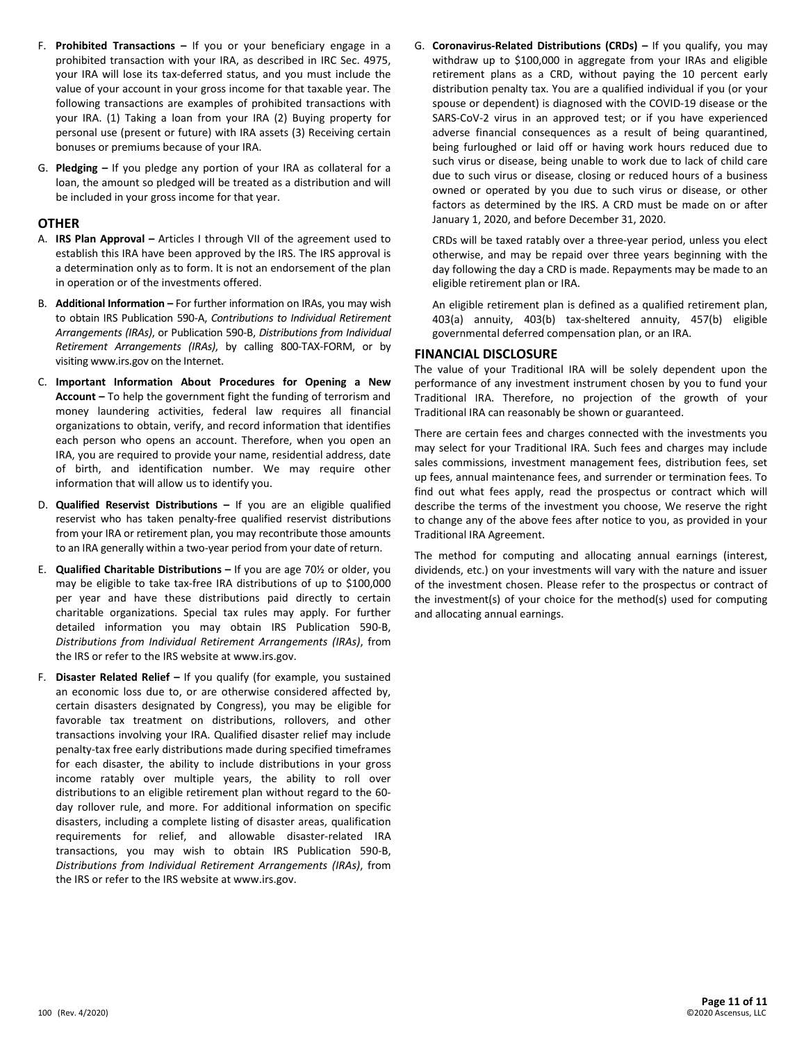F. **Prohibited Transactions –** If you or your beneficiary engage in a prohibited transaction with your IRA, as described in IRC Sec. 4975, your IRA will lose its tax-deferred status, and you must include the value of your account in your gross income for that taxable year. The following transactions are examples of prohibited transactions with your IRA. (1) Taking a loan from your IRA (2) Buying property for personal use (present or future) with IRA assets (3) Receiving certain bonuses or premiums because of your IRA.

G. **Pledging –** If you pledge any portion of your IRA as collateral for a loan, the amount so pledged will be treated as a distribution and will be included in your gross income for that year.

## OTHER

A. **IRS Plan Approval –** Articles I through VII of the agreement used to establish this IRA have been approved by the IRS. The IRS approval is a determination only as to form. It is not an endorsement of the plan in operation or of the investments offered.

B. **Additional Information –** For further information on IRAs, you may wish to obtain IRS Publication 590-A, *Contributions to Individual Retirement Arrangements (IRAs)*, or Publication 590-B, *Distributions from Individual Retirement Arrangements (IRAs)*, by calling 800-TAX-FORM, or by visiting www.irs.gov on the Internet.

C. **Important Information About Procedures for Opening a New Account –** To help the government fight the funding of terrorism and money laundering activities, federal law requires all financial organizations to obtain, verify, and record information that identifies each person who opens an account. Therefore, when you open an IRA, you are required to provide your name, residential address, date of birth, and identification number. We may require other information that will allow us to identify you.

D. **Qualified Reservist Distributions –** If you are an eligible qualified reservist who has taken penalty-free qualified reservist distributions from your IRA or retirement plan, you may recontribute those amounts to an IRA generally within a two-year period from your date of return.

E. **Qualified Charitable Distributions –** If you are age 70½ or older, you may be eligible to take tax-free IRA distributions of up to $100,000 per year and have these distributions paid directly to certain charitable organizations. Special tax rules may apply. For further detailed information you may obtain IRS Publication 590-B, *Distributions from Individual Retirement Arrangements (IRAs)*, from the IRS or refer to the IRS website at www.irs.gov.

F. **Disaster Related Relief –** If you qualify (for example, you sustained an economic loss due to, or are otherwise considered affected by, certain disasters designated by Congress), you may be eligible for favorable tax treatment on distributions, rollovers, and other transactions involving your IRA. Qualified disaster relief may include penalty-tax free early distributions made during specified timeframes for each disaster, the ability to include distributions in your gross income ratably over multiple years, the ability to roll over distributions to an eligible retirement plan without regard to the 60-day rollover rule, and more. For additional information on specific disasters, including a complete listing of disaster areas, qualification requirements for relief, and allowable disaster-related IRA transactions, you may wish to obtain IRS Publication 590-B, *Distributions from Individual Retirement Arrangements (IRAs)*, from the IRS or refer to the IRS website at www.irs.gov.

G. **Coronavirus-Related Distributions (CRDs) –** If you qualify, you may withdraw up to $100,000 in aggregate from your IRAs and eligible retirement plans as a CRD, without paying the 10 percent early distribution penalty tax. You are a qualified individual if you (or your spouse or dependent) is diagnosed with the COVID-19 disease or the SARS-CoV-2 virus in an approved test; or if you have experienced adverse financial consequences as a result of being quarantined, being furloughed or laid off or having work hours reduced due to such virus or disease, being unable to work due to lack of child care due to such virus or disease, closing or reduced hours of a business owned or operated by you due to such virus or disease, or other factors as determined by the IRS. A CRD must be made on or after January 1, 2020, and before December 31, 2020.

CRDs will be taxed ratably over a three-year period, unless you elect otherwise, and may be repaid over three years beginning with the day following the day a CRD is made. Repayments may be made to an eligible retirement plan or IRA.

An eligible retirement plan is defined as a qualified retirement plan, 403(a) annuity, 403(b) tax-sheltered annuity, 457(b) eligible governmental deferred compensation plan, or an IRA.

## FINANCIAL DISCLOSURE

The value of your Traditional IRA will be solely dependent upon the performance of any investment instrument chosen by you to fund your Traditional IRA. Therefore, no projection of the growth of your Traditional IRA can reasonably be shown or guaranteed.

There are certain fees and charges connected with the investments you may select for your Traditional IRA. Such fees and charges may include sales commissions, investment management fees, distribution fees, set up fees, annual maintenance fees, and surrender or termination fees. To find out what fees apply, read the prospectus or contract which will describe the terms of the investment you choose, We reserve the right to change any of the above fees after notice to you, as provided in your Traditional IRA Agreement.

The method for computing and allocating annual earnings (interest, dividends, etc.) on your investments will vary with the nature and issuer of the investment chosen. Please refer to the prospectus or contract of the investment(s) of your choice for the method(s) used for computing and allocating annual earnings.

100 (Rev. 4/2020)

©2020 Ascensus, LLC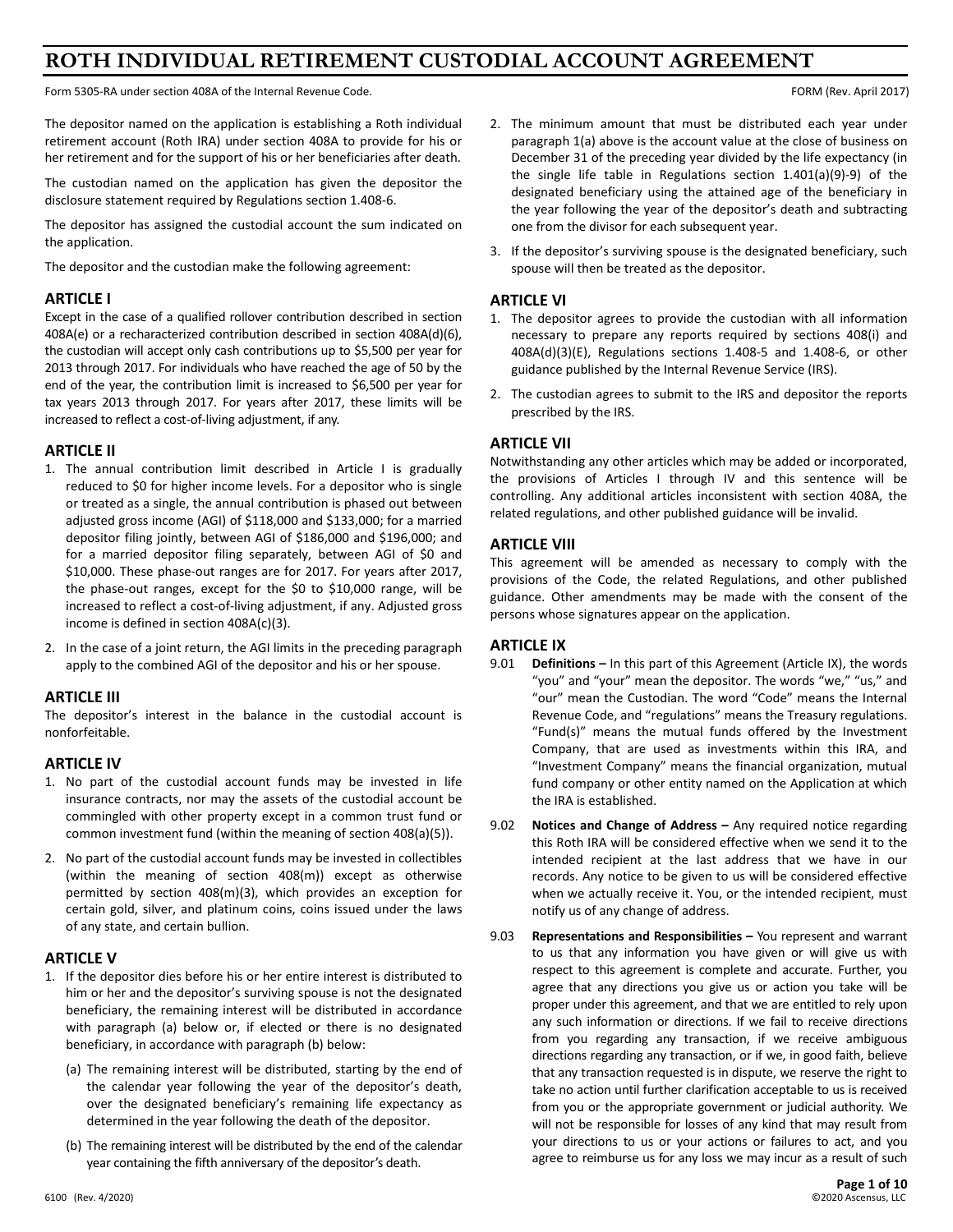# ROTH INDIVIDUAL RETIREMENT CUSTODIAL ACCOUNT AGREEMENT

Form 5305-RA under section 408A of the Internal Revenue Code. FORM (Rev. April 2017)

The depositor named on the application is establishing a Roth individual retirement account (Roth IRA) under section 408A to provide for his or her retirement and for the support of his or her beneficiaries after death.

The custodian named on the application has given the depositor the disclosure statement required by Regulations section 1.408-6.

The depositor has assigned the custodial account the sum indicated on the application.

The depositor and the custodian make the following agreement:

## ARTICLE I

Except in the case of a qualified rollover contribution described in section 408A(e) or a recharacterized contribution described in section 408A(d)(6), the custodian will accept only cash contributions up to $5,500 per year for 2013 through 2017. For individuals who have reached the age of 50 by the end of the year, the contribution limit is increased to $6,500 per year for tax years 2013 through 2017. For years after 2017, these limits will be increased to reflect a cost-of-living adjustment, if any.

## ARTICLE II

1. The annual contribution limit described in Article I is gradually reduced to $0 for higher income levels. For a depositor who is single or treated as a single, the annual contribution is phased out between adjusted gross income (AGI) of $118,000 and $133,000; for a married depositor filing jointly, between AGI of $186,000 and $196,000; and for a married depositor filing separately, between AGI of $0 and $10,000. These phase-out ranges are for 2017. For years after 2017, the phase-out ranges, except for the $0 to $10,000 range, will be increased to reflect a cost-of-living adjustment, if any. Adjusted gross income is defined in section 408A(c)(3).
2. In the case of a joint return, the AGI limits in the preceding paragraph apply to the combined AGI of the depositor and his or her spouse.

## ARTICLE III

The depositor's interest in the balance in the custodial account is nonforfeitable.

## ARTICLE IV

1. No part of the custodial account funds may be invested in life insurance contracts, nor may the assets of the custodial account be commingled with other property except in a common trust fund or common investment fund (within the meaning of section 408(a)(5)).
2. No part of the custodial account funds may be invested in collectibles (within the meaning of section 408(m)) except as otherwise permitted by section 408(m)(3), which provides an exception for certain gold, silver, and platinum coins, coins issued under the laws of any state, and certain bullion.

## ARTICLE V

1. If the depositor dies before his or her entire interest is distributed to him or her and the depositor's surviving spouse is not the designated beneficiary, the remaining interest will be distributed in accordance with paragraph (a) below or, if elected or there is no designated beneficiary, in accordance with paragraph (b) below:
   (a) The remaining interest will be distributed, starting by the end of the calendar year following the year of the depositor's death, over the designated beneficiary's remaining life expectancy as determined in the year following the death of the depositor.
   (b) The remaining interest will be distributed by the end of the calendar year containing the fifth anniversary of the depositor's death.
2. The minimum amount that must be distributed each year under paragraph 1(a) above is the account value at the close of business on December 31 of the preceding year divided by the life expectancy (in the single life table in Regulations section 1.401(a)(9)-9) of the designated beneficiary using the attained age of the beneficiary in the year following the year of the depositor's death and subtracting one from the divisor for each subsequent year.
3. If the depositor's surviving spouse is the designated beneficiary, such spouse will then be treated as the depositor.

## ARTICLE VI

1. The depositor agrees to provide the custodian with all information necessary to prepare any reports required by sections 408(i) and 408A(d)(3)(E), Regulations sections 1.408-5 and 1.408-6, or other guidance published by the Internal Revenue Service (IRS).
2. The custodian agrees to submit to the IRS and depositor the reports prescribed by the IRS.

## ARTICLE VII

Notwithstanding any other articles which may be added or incorporated, the provisions of Articles I through IV and this sentence will be controlling. Any additional articles inconsistent with section 408A, the related regulations, and other published guidance will be invalid.

## ARTICLE VIII

This agreement will be amended as necessary to comply with the provisions of the Code, the related Regulations, and other published guidance. Other amendments may be made with the consent of the persons whose signatures appear on the application.

## ARTICLE IX

9.01 **Definitions –** In this part of this Agreement (Article IX), the words "you" and "your" mean the depositor. The words "we," "us," and "our" mean the Custodian. The word "Code" means the Internal Revenue Code, and "regulations" means the Treasury regulations. "Fund(s)" means the mutual funds offered by the Investment Company, that are used as investments within this IRA, and "Investment Company" means the financial organization, mutual fund company or other entity named on the Application at which the IRA is established.

9.02 **Notices and Change of Address –** Any required notice regarding this Roth IRA will be considered effective when we send it to the intended recipient at the last address that we have in our records. Any notice to be given to us will be considered effective when we actually receive it. You, or the intended recipient, must notify us of any change of address.

9.03 **Representations and Responsibilities –** You represent and warrant to us that any information you have given or will give us with respect to this agreement is complete and accurate. Further, you agree that any directions you give us or action you take will be proper under this agreement, and that we are entitled to rely upon any such information or directions. If we fail to receive directions from you regarding any transaction, if we receive ambiguous directions regarding any transaction, or if we, in good faith, believe that any transaction requested is in dispute, we reserve the right to take no action until further clarification acceptable to us is received from you or the appropriate government or judicial authority. We will not be responsible for losses of any kind that may result from your directions to us or your actions or failures to act, and you agree to reimburse us for any loss we may incur as a result of such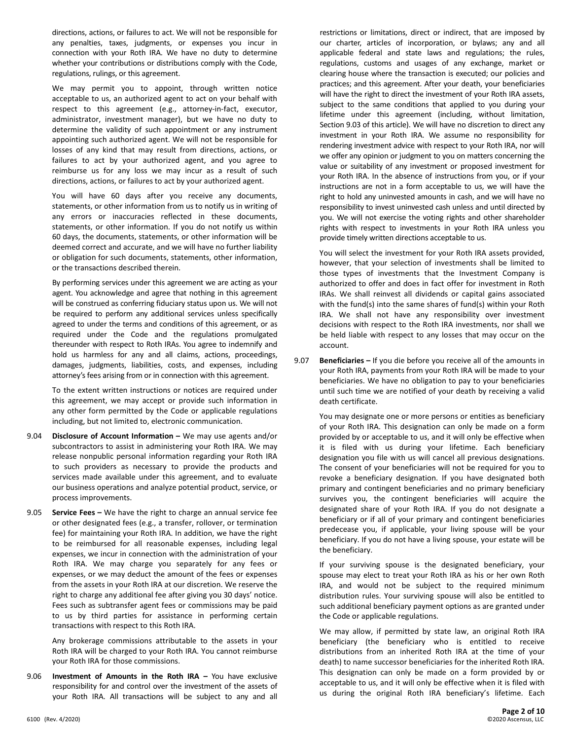directions, actions, or failures to act. We will not be responsible for any penalties, taxes, judgments, or expenses you incur in connection with your Roth IRA. We have no duty to determine whether your contributions or distributions comply with the Code, regulations, rulings, or this agreement.

We may permit you to appoint, through written notice acceptable to us, an authorized agent to act on your behalf with respect to this agreement (e.g., attorney-in-fact, executor, administrator, investment manager), but we have no duty to determine the validity of such appointment or any instrument appointing such authorized agent. We will not be responsible for losses of any kind that may result from directions, actions, or failures to act by your authorized agent, and you agree to reimburse us for any loss we may incur as a result of such directions, actions, or failures to act by your authorized agent.

You will have 60 days after you receive any documents, statements, or other information from us to notify us in writing of any errors or inaccuracies reflected in these documents, statements, or other information. If you do not notify us within 60 days, the documents, statements, or other information will be deemed correct and accurate, and we will have no further liability or obligation for such documents, statements, other information, or the transactions described therein.

By performing services under this agreement we are acting as your agent. You acknowledge and agree that nothing in this agreement will be construed as conferring fiduciary status upon us. We will not be required to perform any additional services unless specifically agreed to under the terms and conditions of this agreement, or as required under the Code and the regulations promulgated thereunder with respect to Roth IRAs. You agree to indemnify and hold us harmless for any and all claims, actions, proceedings, damages, judgments, liabilities, costs, and expenses, including attorney's fees arising from or in connection with this agreement.

To the extent written instructions or notices are required under this agreement, we may accept or provide such information in any other form permitted by the Code or applicable regulations including, but not limited to, electronic communication.

9.04 **Disclosure of Account Information –** We may use agents and/or subcontractors to assist in administering your Roth IRA. We may release nonpublic personal information regarding your Roth IRA to such providers as necessary to provide the products and services made available under this agreement, and to evaluate our business operations and analyze potential product, service, or process improvements.

9.05 **Service Fees –** We have the right to charge an annual service fee or other designated fees (e.g., a transfer, rollover, or termination fee) for maintaining your Roth IRA. In addition, we have the right to be reimbursed for all reasonable expenses, including legal expenses, we incur in connection with the administration of your Roth IRA. We may charge you separately for any fees or expenses, or we may deduct the amount of the fees or expenses from the assets in your Roth IRA at our discretion. We reserve the right to charge any additional fee after giving you 30 days' notice. Fees such as subtransfer agent fees or commissions may be paid to us by third parties for assistance in performing certain transactions with respect to this Roth IRA.

Any brokerage commissions attributable to the assets in your Roth IRA will be charged to your Roth IRA. You cannot reimburse your Roth IRA for those commissions.

9.06 **Investment of Amounts in the Roth IRA –** You have exclusive responsibility for and control over the investment of the assets of your Roth IRA. All transactions will be subject to any and all restrictions or limitations, direct or indirect, that are imposed by our charter, articles of incorporation, or bylaws; any and all applicable federal and state laws and regulations; the rules, regulations, customs and usages of any exchange, market or clearing house where the transaction is executed; our policies and practices; and this agreement. After your death, your beneficiaries will have the right to direct the investment of your Roth IRA assets, subject to the same conditions that applied to you during your lifetime under this agreement (including, without limitation, Section 9.03 of this article). We will have no discretion to direct any investment in your Roth IRA. We assume no responsibility for rendering investment advice with respect to your Roth IRA, nor will we offer any opinion or judgment to you on matters concerning the value or suitability of any investment or proposed investment for your Roth IRA. In the absence of instructions from you, or if your instructions are not in a form acceptable to us, we will have the right to hold any uninvested amounts in cash, and we will have no responsibility to invest uninvested cash unless and until directed by you. We will not exercise the voting rights and other shareholder rights with respect to investments in your Roth IRA unless you provide timely written directions acceptable to us.

You will select the investment for your Roth IRA assets provided, however, that your selection of investments shall be limited to those types of investments that the Investment Company is authorized to offer and does in fact offer for investment in Roth IRAs. We shall reinvest all dividends or capital gains associated with the fund(s) into the same shares of fund(s) within your Roth IRA. We shall not have any responsibility over investment decisions with respect to the Roth IRA investments, nor shall we be held liable with respect to any losses that may occur on the account.

9.07 **Beneficiaries –** If you die before you receive all of the amounts in your Roth IRA, payments from your Roth IRA will be made to your beneficiaries. We have no obligation to pay to your beneficiaries until such time we are notified of your death by receiving a valid death certificate.

You may designate one or more persons or entities as beneficiary of your Roth IRA. This designation can only be made on a form provided by or acceptable to us, and it will only be effective when it is filed with us during your lifetime. Each beneficiary designation you file with us will cancel all previous designations. The consent of your beneficiaries will not be required for you to revoke a beneficiary designation. If you have designated both primary and contingent beneficiaries and no primary beneficiary survives you, the contingent beneficiaries will acquire the designated share of your Roth IRA. If you do not designate a beneficiary or if all of your primary and contingent beneficiaries predecease you, if applicable, your living spouse will be your beneficiary. If you do not have a living spouse, your estate will be the beneficiary.

If your surviving spouse is the designated beneficiary, your spouse may elect to treat your Roth IRA as his or her own Roth IRA, and would not be subject to the required minimum distribution rules. Your surviving spouse will also be entitled to such additional beneficiary payment options as are granted under the Code or applicable regulations.

We may allow, if permitted by state law, an original Roth IRA beneficiary (the beneficiary who is entitled to receive distributions from an inherited Roth IRA at the time of your death) to name successor beneficiaries for the inherited Roth IRA. This designation can only be made on a form provided by or acceptable to us, and it will only be effective when it is filed with us during the original Roth IRA beneficiary's lifetime. Each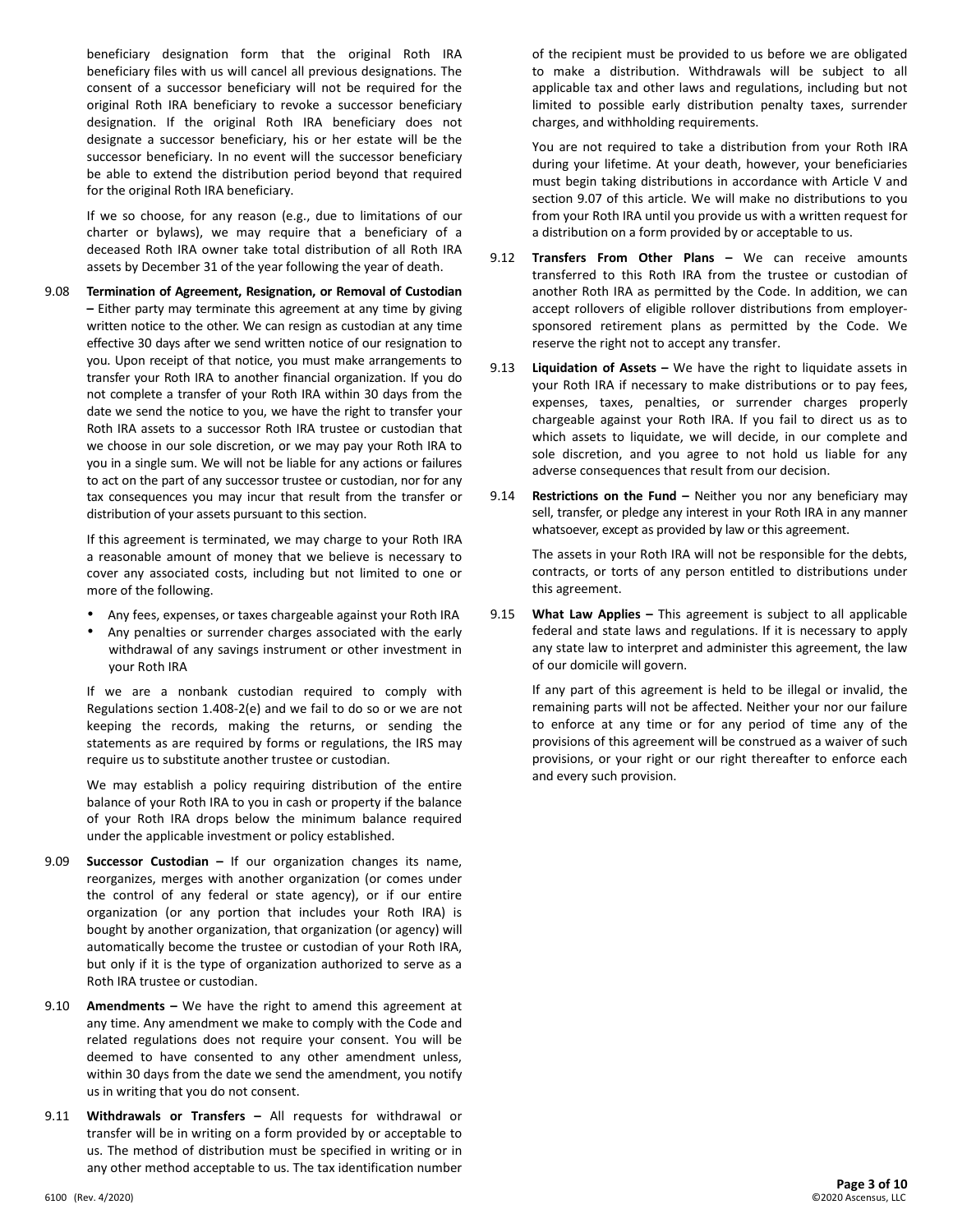beneficiary designation form that the original Roth IRA beneficiary files with us will cancel all previous designations. The consent of a successor beneficiary will not be required for the original Roth IRA beneficiary to revoke a successor beneficiary designation. If the original Roth IRA beneficiary does not designate a successor beneficiary, his or her estate will be the successor beneficiary. In no event will the successor beneficiary be able to extend the distribution period beyond that required for the original Roth IRA beneficiary.

If we so choose, for any reason (e.g., due to limitations of our charter or bylaws), we may require that a beneficiary of a deceased Roth IRA owner take total distribution of all Roth IRA assets by December 31 of the year following the year of death.

9.08 **Termination of Agreement, Resignation, or Removal of Custodian –** Either party may terminate this agreement at any time by giving written notice to the other. We can resign as custodian at any time effective 30 days after we send written notice of our resignation to you. Upon receipt of that notice, you must make arrangements to transfer your Roth IRA to another financial organization. If you do not complete a transfer of your Roth IRA within 30 days from the date we send the notice to you, we have the right to transfer your Roth IRA assets to a successor Roth IRA trustee or custodian that we choose in our sole discretion, or we may pay your Roth IRA to you in a single sum. We will not be liable for any actions or failures to act on the part of any successor trustee or custodian, nor for any tax consequences you may incur that result from the transfer or distribution of your assets pursuant to this section.

If this agreement is terminated, we may charge to your Roth IRA a reasonable amount of money that we believe is necessary to cover any associated costs, including but not limited to one or more of the following.

- Any fees, expenses, or taxes chargeable against your Roth IRA
- Any penalties or surrender charges associated with the early withdrawal of any savings instrument or other investment in your Roth IRA

If we are a nonbank custodian required to comply with Regulations section 1.408-2(e) and we fail to do so or we are not keeping the records, making the returns, or sending the statements as are required by forms or regulations, the IRS may require us to substitute another trustee or custodian.

We may establish a policy requiring distribution of the entire balance of your Roth IRA to you in cash or property if the balance of your Roth IRA drops below the minimum balance required under the applicable investment or policy established.

9.09 **Successor Custodian –** If our organization changes its name, reorganizes, merges with another organization (or comes under the control of any federal or state agency), or if our entire organization (or any portion that includes your Roth IRA) is bought by another organization, that organization (or agency) will automatically become the trustee or custodian of your Roth IRA, but only if it is the type of organization authorized to serve as a Roth IRA trustee or custodian.

9.10 **Amendments –** We have the right to amend this agreement at any time. Any amendment we make to comply with the Code and related regulations does not require your consent. You will be deemed to have consented to any other amendment unless, within 30 days from the date we send the amendment, you notify us in writing that you do not consent.

9.11 **Withdrawals or Transfers –** All requests for withdrawal or transfer will be in writing on a form provided by or acceptable to us. The method of distribution must be specified in writing or in any other method acceptable to us. The tax identification number of the recipient must be provided to us before we are obligated to make a distribution. Withdrawals will be subject to all applicable tax and other laws and regulations, including but not limited to possible early distribution penalty taxes, surrender charges, and withholding requirements.

You are not required to take a distribution from your Roth IRA during your lifetime. At your death, however, your beneficiaries must begin taking distributions in accordance with Article V and section 9.07 of this article. We will make no distributions to you from your Roth IRA until you provide us with a written request for a distribution on a form provided by or acceptable to us.

9.12 **Transfers From Other Plans –** We can receive amounts transferred to this Roth IRA from the trustee or custodian of another Roth IRA as permitted by the Code. In addition, we can accept rollovers of eligible rollover distributions from employer-sponsored retirement plans as permitted by the Code. We reserve the right not to accept any transfer.

9.13 **Liquidation of Assets –** We have the right to liquidate assets in your Roth IRA if necessary to make distributions or to pay fees, expenses, taxes, penalties, or surrender charges properly chargeable against your Roth IRA. If you fail to direct us as to which assets to liquidate, we will decide, in our complete and sole discretion, and you agree to not hold us liable for any adverse consequences that result from our decision.

9.14 **Restrictions on the Fund –** Neither you nor any beneficiary may sell, transfer, or pledge any interest in your Roth IRA in any manner whatsoever, except as provided by law or this agreement.

The assets in your Roth IRA will not be responsible for the debts, contracts, or torts of any person entitled to distributions under this agreement.

9.15 **What Law Applies –** This agreement is subject to all applicable federal and state laws and regulations. If it is necessary to apply any state law to interpret and administer this agreement, the law of our domicile will govern.

If any part of this agreement is held to be illegal or invalid, the remaining parts will not be affected. Neither your nor our failure to enforce at any time or for any period of time any of the provisions of this agreement will be construed as a waiver of such provisions, or your right or our right thereafter to enforce each and every such provision.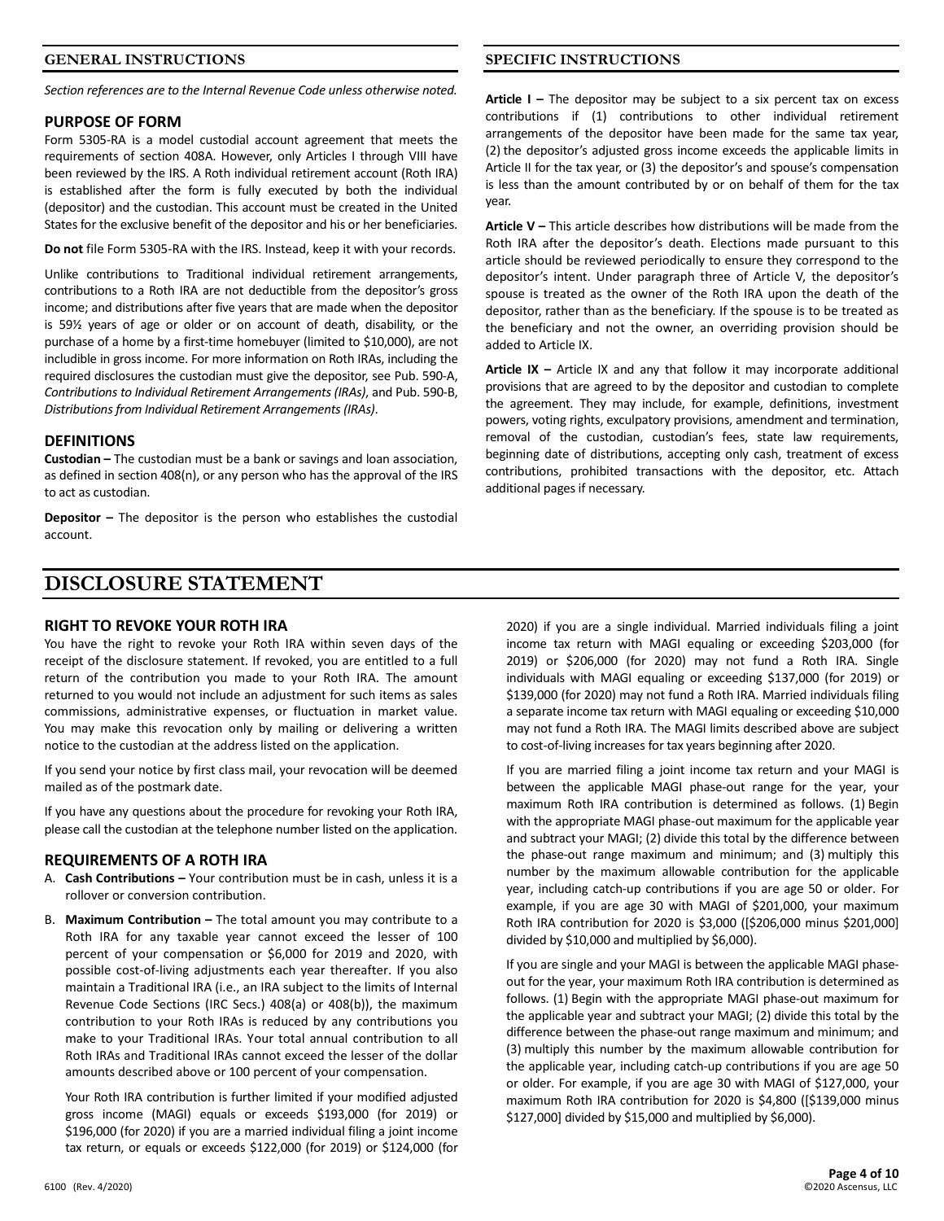## GENERAL INSTRUCTIONS

*Section references are to the Internal Revenue Code unless otherwise noted.*

### PURPOSE OF FORM

Form 5305-RA is a model custodial account agreement that meets the requirements of section 408A. However, only Articles I through VIII have been reviewed by the IRS. A Roth individual retirement account (Roth IRA) is established after the form is fully executed by both the individual (depositor) and the custodian. This account must be created in the United States for the exclusive benefit of the depositor and his or her beneficiaries.

**Do not** file Form 5305-RA with the IRS. Instead, keep it with your records.

Unlike contributions to Traditional individual retirement arrangements, contributions to a Roth IRA are not deductible from the depositor's gross income; and distributions after five years that are made when the depositor is 59½ years of age or older or on account of death, disability, or the purchase of a home by a first-time homebuyer (limited to $10,000), are not includible in gross income. For more information on Roth IRAs, including the required disclosures the custodian must give the depositor, see Pub. 590-A, *Contributions to Individual Retirement Arrangements (IRAs)*, and Pub. 590-B, *Distributions from Individual Retirement Arrangements (IRAs)*.

### DEFINITIONS

**Custodian –** The custodian must be a bank or savings and loan association, as defined in section 408(n), or any person who has the approval of the IRS to act as custodian.

**Depositor –** The depositor is the person who establishes the custodial account.

## SPECIFIC INSTRUCTIONS

**Article I –** The depositor may be subject to a six percent tax on excess contributions if (1) contributions to other individual retirement arrangements of the depositor have been made for the same tax year, (2) the depositor's adjusted gross income exceeds the applicable limits in Article II for the tax year, or (3) the depositor's and spouse's compensation is less than the amount contributed by or on behalf of them for the tax year.

**Article V –** This article describes how distributions will be made from the Roth IRA after the depositor's death. Elections made pursuant to this article should be reviewed periodically to ensure they correspond to the depositor's intent. Under paragraph three of Article V, the depositor's spouse is treated as the owner of the Roth IRA upon the death of the depositor, rather than as the beneficiary. If the spouse is to be treated as the beneficiary and not the owner, an overriding provision should be added to Article IX.

**Article IX –** Article IX and any that follow it may incorporate additional provisions that are agreed to by the depositor and custodian to complete the agreement. They may include, for example, definitions, investment powers, voting rights, exculpatory provisions, amendment and termination, removal of the custodian, custodian's fees, state law requirements, beginning date of distributions, accepting only cash, treatment of excess contributions, prohibited transactions with the depositor, etc. Attach additional pages if necessary.

# DISCLOSURE STATEMENT

### RIGHT TO REVOKE YOUR ROTH IRA

You have the right to revoke your Roth IRA within seven days of the receipt of the disclosure statement. If revoked, you are entitled to a full return of the contribution you made to your Roth IRA. The amount returned to you would not include an adjustment for such items as sales commissions, administrative expenses, or fluctuation in market value. You may make this revocation only by mailing or delivering a written notice to the custodian at the address listed on the application.

If you send your notice by first class mail, your revocation will be deemed mailed as of the postmark date.

If you have any questions about the procedure for revoking your Roth IRA, please call the custodian at the telephone number listed on the application.

### REQUIREMENTS OF A ROTH IRA

A. **Cash Contributions –** Your contribution must be in cash, unless it is a rollover or conversion contribution.

B. **Maximum Contribution –** The total amount you may contribute to a Roth IRA for any taxable year cannot exceed the lesser of 100 percent of your compensation or $6,000 for 2019 and 2020, with possible cost-of-living adjustments each year thereafter. If you also maintain a Traditional IRA (i.e., an IRA subject to the limits of Internal Revenue Code Sections (IRC Secs.) 408(a) or 408(b)), the maximum contribution to your Roth IRAs is reduced by any contributions you make to your Traditional IRAs. Your total annual contribution to all Roth IRAs and Traditional IRAs cannot exceed the lesser of the dollar amounts described above or 100 percent of your compensation.

   Your Roth IRA contribution is further limited if your modified adjusted gross income (MAGI) equals or exceeds $193,000 (for 2019) or $196,000 (for 2020) if you are a married individual filing a joint income tax return, or equals or exceeds $122,000 (for 2019) or $124,000 (for 2020) if you are a single individual. Married individuals filing a joint income tax return with MAGI equaling or exceeding $203,000 (for 2019) or $206,000 (for 2020) may not fund a Roth IRA. Single individuals with MAGI equaling or exceeding $137,000 (for 2019) or $139,000 (for 2020) may not fund a Roth IRA. Married individuals filing a separate income tax return with MAGI equaling or exceeding $10,000 may not fund a Roth IRA. The MAGI limits described above are subject to cost-of-living increases for tax years beginning after 2020.

   If you are married filing a joint income tax return and your MAGI is between the applicable MAGI phase-out range for the year, your maximum Roth IRA contribution is determined as follows. (1) Begin with the appropriate MAGI phase-out maximum for the applicable year and subtract your MAGI; (2) divide this total by the difference between the phase-out range maximum and minimum; and (3) multiply this number by the maximum allowable contribution for the applicable year, including catch-up contributions if you are age 50 or older. For example, if you are age 30 with MAGI of $201,000, your maximum Roth IRA contribution for 2020 is $3,000 ([$206,000 minus $201,000] divided by $10,000 and multiplied by $6,000).

   If you are single and your MAGI is between the applicable MAGI phase-out for the year, your maximum Roth IRA contribution is determined as follows. (1) Begin with the appropriate MAGI phase-out maximum for the applicable year and subtract your MAGI; (2) divide this total by the difference between the phase-out range maximum and minimum; and (3) multiply this number by the maximum allowable contribution for the applicable year, including catch-up contributions if you are age 50 or older. For example, if you are age 30 with MAGI of $127,000, your maximum Roth IRA contribution for 2020 is $4,800 ([$139,000 minus $127,000] divided by $15,000 and multiplied by $6,000).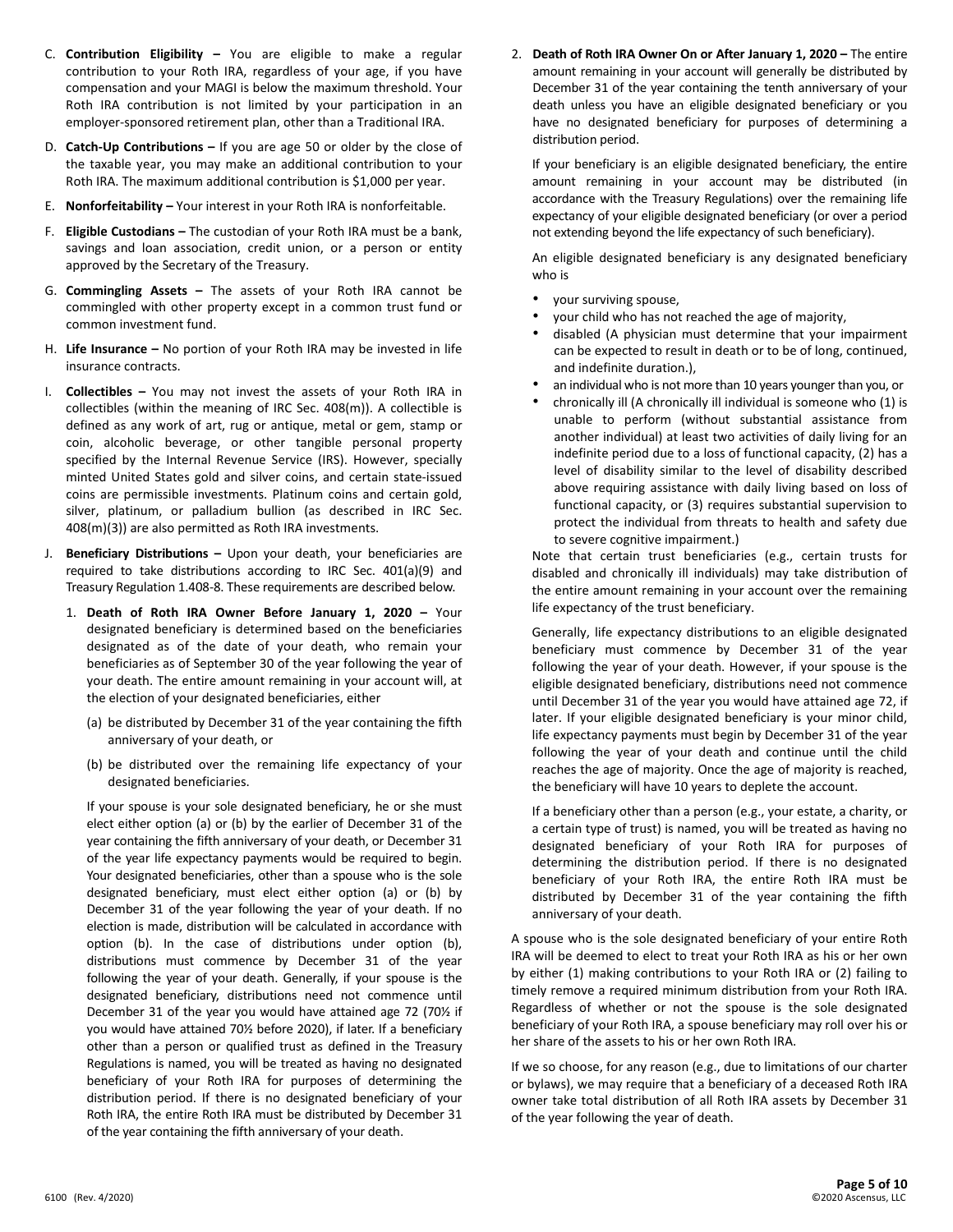C. **Contribution Eligibility –** You are eligible to make a regular contribution to your Roth IRA, regardless of your age, if you have compensation and your MAGI is below the maximum threshold. Your Roth IRA contribution is not limited by your participation in an employer-sponsored retirement plan, other than a Traditional IRA.

D. **Catch-Up Contributions –** If you are age 50 or older by the close of the taxable year, you may make an additional contribution to your Roth IRA. The maximum additional contribution is $1,000 per year.

E. **Nonforfeitability –** Your interest in your Roth IRA is nonforfeitable.

F. **Eligible Custodians –** The custodian of your Roth IRA must be a bank, savings and loan association, credit union, or a person or entity approved by the Secretary of the Treasury.

G. **Commingling Assets –** The assets of your Roth IRA cannot be commingled with other property except in a common trust fund or common investment fund.

H. **Life Insurance –** No portion of your Roth IRA may be invested in life insurance contracts.

I. **Collectibles –** You may not invest the assets of your Roth IRA in collectibles (within the meaning of IRC Sec. 408(m)). A collectible is defined as any work of art, rug or antique, metal or gem, stamp or coin, alcoholic beverage, or other tangible personal property specified by the Internal Revenue Service (IRS). However, specially minted United States gold and silver coins, and certain state-issued coins are permissible investments. Platinum coins and certain gold, silver, platinum, or palladium bullion (as described in IRC Sec. 408(m)(3)) are also permitted as Roth IRA investments.

J. **Beneficiary Distributions –** Upon your death, your beneficiaries are required to take distributions according to IRC Sec. 401(a)(9) and Treasury Regulation 1.408-8. These requirements are described below.

1. **Death of Roth IRA Owner Before January 1, 2020 –** Your designated beneficiary is determined based on the beneficiaries designated as of the date of your death, who remain your beneficiaries as of September 30 of the year following the year of your death. The entire amount remaining in your account will, at the election of your designated beneficiaries, either

   (a) be distributed by December 31 of the year containing the fifth anniversary of your death, or

   (b) be distributed over the remaining life expectancy of your designated beneficiaries.

   If your spouse is your sole designated beneficiary, he or she must elect either option (a) or (b) by the earlier of December 31 of the year containing the fifth anniversary of your death, or December 31 of the year life expectancy payments would be required to begin. Your designated beneficiaries, other than a spouse who is the sole designated beneficiary, must elect either option (a) or (b) by December 31 of the year following the year of your death. If no election is made, distribution will be calculated in accordance with option (b). In the case of distributions under option (b), distributions must commence by December 31 of the year following the year of your death. Generally, if your spouse is the designated beneficiary, distributions need not commence until December 31 of the year you would have attained age 72 (70½ if you would have attained 70½ before 2020), if later. If a beneficiary other than a person or qualified trust as defined in the Treasury Regulations is named, you will be treated as having no designated beneficiary of your Roth IRA for purposes of determining the distribution period. If there is no designated beneficiary of your Roth IRA, the entire Roth IRA must be distributed by December 31 of the year containing the fifth anniversary of your death.

2. **Death of Roth IRA Owner On or After January 1, 2020 –** The entire amount remaining in your account will generally be distributed by December 31 of the year containing the tenth anniversary of your death unless you have an eligible designated beneficiary or you have no designated beneficiary for purposes of determining a distribution period.

   If your beneficiary is an eligible designated beneficiary, the entire amount remaining in your account may be distributed (in accordance with the Treasury Regulations) over the remaining life expectancy of your eligible designated beneficiary (or over a period not extending beyond the life expectancy of such beneficiary).

   An eligible designated beneficiary is any designated beneficiary who is

   - your surviving spouse,
   - your child who has not reached the age of majority,
   - disabled (A physician must determine that your impairment can be expected to result in death or to be of long, continued, and indefinite duration.),
   - an individual who is not more than 10 years younger than you, or
   - chronically ill (A chronically ill individual is someone who (1) is unable to perform (without substantial assistance from another individual) at least two activities of daily living for an indefinite period due to a loss of functional capacity, (2) has a level of disability similar to the level of disability described above requiring assistance with daily living based on loss of functional capacity, or (3) requires substantial supervision to protect the individual from threats to health and safety due to severe cognitive impairment.)

   Note that certain trust beneficiaries (e.g., certain trusts for disabled and chronically ill individuals) may take distribution of the entire amount remaining in your account over the remaining life expectancy of the trust beneficiary.

   Generally, life expectancy distributions to an eligible designated beneficiary must commence by December 31 of the year following the year of your death. However, if your spouse is the eligible designated beneficiary, distributions need not commence until December 31 of the year you would have attained age 72, if later. If your eligible designated beneficiary is your minor child, life expectancy payments must begin by December 31 of the year following the year of your death and continue until the child reaches the age of majority. Once the age of majority is reached, the beneficiary will have 10 years to deplete the account.

   If a beneficiary other than a person (e.g., your estate, a charity, or a certain type of trust) is named, you will be treated as having no designated beneficiary of your Roth IRA for purposes of determining the distribution period. If there is no designated beneficiary of your Roth IRA, the entire Roth IRA must be distributed by December 31 of the year containing the fifth anniversary of your death.

A spouse who is the sole designated beneficiary of your entire Roth IRA will be deemed to elect to treat your Roth IRA as his or her own by either (1) making contributions to your Roth IRA or (2) failing to timely remove a required minimum distribution from your Roth IRA. Regardless of whether or not the spouse is the sole designated beneficiary of your Roth IRA, a spouse beneficiary may roll over his or her share of the assets to his or her own Roth IRA.

If we so choose, for any reason (e.g., due to limitations of our charter or bylaws), we may require that a beneficiary of a deceased Roth IRA owner take total distribution of all Roth IRA assets by December 31 of the year following the year of death.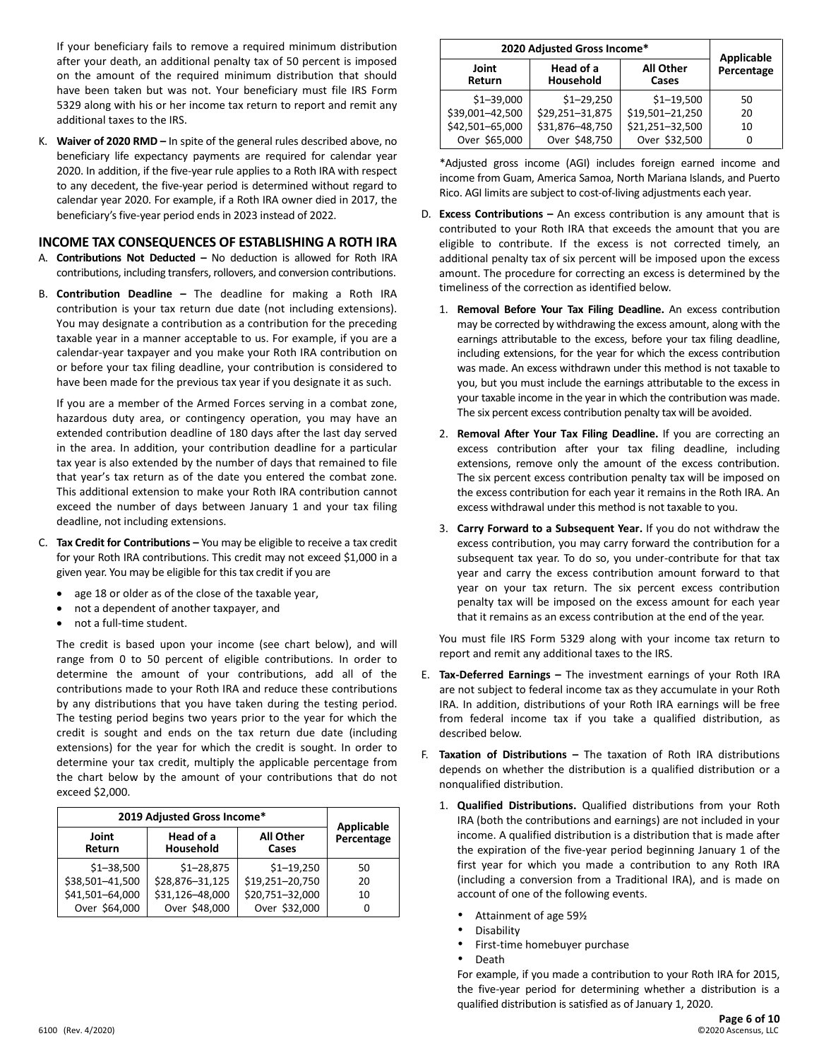If your beneficiary fails to remove a required minimum distribution after your death, an additional penalty tax of 50 percent is imposed on the amount of the required minimum distribution that should have been taken but was not. Your beneficiary must file IRS Form 5329 along with his or her income tax return to report and remit any additional taxes to the IRS.

K. **Waiver of 2020 RMD –** In spite of the general rules described above, no beneficiary life expectancy payments are required for calendar year 2020. In addition, if the five-year rule applies to a Roth IRA with respect to any decedent, the five-year period is determined without regard to calendar year 2020. For example, if a Roth IRA owner died in 2017, the beneficiary's five-year period ends in 2023 instead of 2022.

## INCOME TAX CONSEQUENCES OF ESTABLISHING A ROTH IRA

A. **Contributions Not Deducted –** No deduction is allowed for Roth IRA contributions, including transfers, rollovers, and conversion contributions.

B. **Contribution Deadline –** The deadline for making a Roth IRA contribution is your tax return due date (not including extensions). You may designate a contribution as a contribution for the preceding taxable year in a manner acceptable to us. For example, if you are a calendar-year taxpayer and you make your Roth IRA contribution on or before your tax filing deadline, your contribution is considered to have been made for the previous tax year if you designate it as such.

   If you are a member of the Armed Forces serving in a combat zone, hazardous duty area, or contingency operation, you may have an extended contribution deadline of 180 days after the last day served in the area. In addition, your contribution deadline for a particular tax year is also extended by the number of days that remained to file that year's tax return as of the date you entered the combat zone. This additional extension to make your Roth IRA contribution cannot exceed the number of days between January 1 and your tax filing deadline, not including extensions.

C. **Tax Credit for Contributions –** You may be eligible to receive a tax credit for your Roth IRA contributions. This credit may not exceed $1,000 in a given year. You may be eligible for this tax credit if you are

   - age 18 or older as of the close of the taxable year,
   - not a dependent of another taxpayer, and
   - not a full-time student.

   The credit is based upon your income (see chart below), and will range from 0 to 50 percent of eligible contributions. In order to determine the amount of your contributions, add all of the contributions made to your Roth IRA and reduce these contributions by any distributions that you have taken during the testing period. The testing period begins two years prior to the year for which the credit is sought and ends on the tax return due date (including extensions) for the year for which the credit is sought. In order to determine your tax credit, multiply the applicable percentage from the chart below by the amount of your contributions that do not exceed $2,000.

| 2019 Adjusted Gross Income* | | | Applicable Percentage |
|---|---|---|---|
| Joint Return | Head of a Household | All Other Cases | |
| $1–38,500 | $1–28,875 | $1–19,250 | 50 |
| $38,501–41,500 | $28,876–31,125 | $19,251–20,750 | 20 |
| $41,501–64,000 | $31,126–48,000 | $20,751–32,000 | 10 |
| Over $64,000 | Over $48,000 | Over $32,000 | 0 |

| 2020 Adjusted Gross Income* | | | Applicable Percentage |
|---|---|---|---|
| Joint Return | Head of a Household | All Other Cases | |
| $1–39,000 | $1–29,250 | $1–19,500 | 50 |
| $39,001–42,500 | $29,251–31,875 | $19,501–21,250 | 20 |
| $42,501–65,000 | $31,876–48,750 | $21,251–32,500 | 10 |
| Over $65,000 | Over $48,750 | Over $32,500 | 0 |

   *Adjusted gross income (AGI) includes foreign earned income and income from Guam, America Samoa, North Mariana Islands, and Puerto Rico. AGI limits are subject to cost-of-living adjustments each year.

D. **Excess Contributions –** An excess contribution is any amount that is contributed to your Roth IRA that exceeds the amount that you are eligible to contribute. If the excess is not corrected timely, an additional penalty tax of six percent will be imposed upon the excess amount. The procedure for correcting an excess is determined by the timeliness of the correction as identified below.

   1. **Removal Before Your Tax Filing Deadline.** An excess contribution may be corrected by withdrawing the excess amount, along with the earnings attributable to the excess, before your tax filing deadline, including extensions, for the year for which the excess contribution was made. An excess withdrawn under this method is not taxable to you, but you must include the earnings attributable to the excess in your taxable income in the year in which the contribution was made. The six percent excess contribution penalty tax will be avoided.
   2. **Removal After Your Tax Filing Deadline.** If you are correcting an excess contribution after your tax filing deadline, including extensions, remove only the amount of the excess contribution. The six percent excess contribution penalty tax will be imposed on the excess contribution for each year it remains in the Roth IRA. An excess withdrawal under this method is not taxable to you.
   3. **Carry Forward to a Subsequent Year.** If you do not withdraw the excess contribution, you may carry forward the contribution for a subsequent tax year. To do so, you under-contribute for that tax year and carry the excess contribution amount forward to that year on your tax return. The six percent excess contribution penalty tax will be imposed on the excess amount for each year that it remains as an excess contribution at the end of the year.

   You must file IRS Form 5329 along with your income tax return to report and remit any additional taxes to the IRS.

E. **Tax-Deferred Earnings –** The investment earnings of your Roth IRA are not subject to federal income tax as they accumulate in your Roth IRA. In addition, distributions of your Roth IRA earnings will be free from federal income tax if you take a qualified distribution, as described below.

F. **Taxation of Distributions –** The taxation of Roth IRA distributions depends on whether the distribution is a qualified distribution or a nonqualified distribution.

   1. **Qualified Distributions.** Qualified distributions from your Roth IRA (both the contributions and earnings) are not included in your income. A qualified distribution is a distribution that is made after the expiration of the five-year period beginning January 1 of the first year for which you made a contribution to any Roth IRA (including a conversion from a Traditional IRA), and is made on account of one of the following events.

      - Attainment of age 59½
      - Disability
      - First-time homebuyer purchase
      - Death

      For example, if you made a contribution to your Roth IRA for 2015, the five-year period for determining whether a distribution is a qualified distribution is satisfied as of January 1, 2020.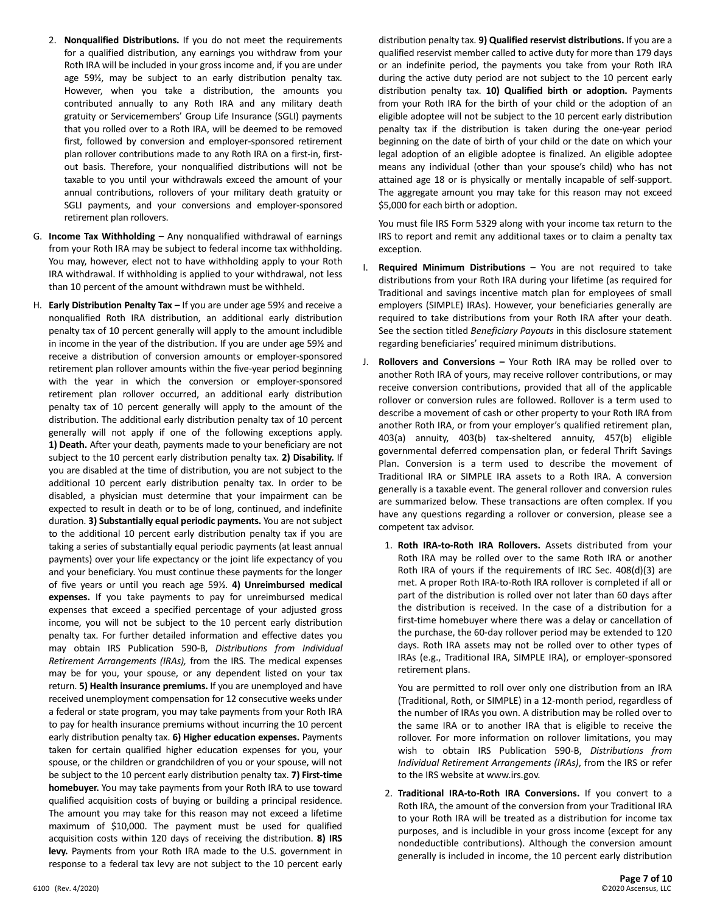2. **Nonqualified Distributions.** If you do not meet the requirements for a qualified distribution, any earnings you withdraw from your Roth IRA will be included in your gross income and, if you are under age 59½, may be subject to an early distribution penalty tax. However, when you take a distribution, the amounts you contributed annually to any Roth IRA and any military death gratuity or Servicemembers' Group Life Insurance (SGLI) payments that you rolled over to a Roth IRA, will be deemed to be removed first, followed by conversion and employer-sponsored retirement plan rollover contributions made to any Roth IRA on a first-in, first-out basis. Therefore, your nonqualified distributions will not be taxable to you until your withdrawals exceed the amount of your annual contributions, rollovers of your military death gratuity or SGLI payments, and your conversions and employer-sponsored retirement plan rollovers.

G. **Income Tax Withholding –** Any nonqualified withdrawal of earnings from your Roth IRA may be subject to federal income tax withholding. You may, however, elect not to have withholding apply to your Roth IRA withdrawal. If withholding is applied to your withdrawal, not less than 10 percent of the amount withdrawn must be withheld.

H. **Early Distribution Penalty Tax –** If you are under age 59½ and receive a nonqualified Roth IRA distribution, an additional early distribution penalty tax of 10 percent generally will apply to the amount includible in income in the year of the distribution. If you are under age 59½ and receive a distribution of conversion amounts or employer-sponsored retirement plan rollover amounts within the five-year period beginning with the year in which the conversion or employer-sponsored retirement plan rollover occurred, an additional early distribution penalty tax of 10 percent generally will apply to the amount of the distribution. The additional early distribution penalty tax of 10 percent generally will not apply if one of the following exceptions apply. **1) Death.** After your death, payments made to your beneficiary are not subject to the 10 percent early distribution penalty tax. **2) Disability.** If you are disabled at the time of distribution, you are not subject to the additional 10 percent early distribution penalty tax. In order to be disabled, a physician must determine that your impairment can be expected to result in death or to be of long, continued, and indefinite duration. **3) Substantially equal periodic payments.** You are not subject to the additional 10 percent early distribution penalty tax if you are taking a series of substantially equal periodic payments (at least annual payments) over your life expectancy or the joint life expectancy of you and your beneficiary. You must continue these payments for the longer of five years or until you reach age 59½. **4) Unreimbursed medical expenses.** If you take payments to pay for unreimbursed medical expenses that exceed a specified percentage of your adjusted gross income, you will not be subject to the 10 percent early distribution penalty tax. For further detailed information and effective dates you may obtain IRS Publication 590-B, *Distributions from Individual Retirement Arrangements (IRAs),* from the IRS. The medical expenses may be for you, your spouse, or any dependent listed on your tax return. **5) Health insurance premiums.** If you are unemployed and have received unemployment compensation for 12 consecutive weeks under a federal or state program, you may take payments from your Roth IRA to pay for health insurance premiums without incurring the 10 percent early distribution penalty tax. **6) Higher education expenses.** Payments taken for certain qualified higher education expenses for you, your spouse, or the children or grandchildren of you or your spouse, will not be subject to the 10 percent early distribution penalty tax. **7) First-time homebuyer.** You may take payments from your Roth IRA to use toward qualified acquisition costs of buying or building a principal residence. The amount you may take for this reason may not exceed a lifetime maximum of $10,000. The payment must be used for qualified acquisition costs within 120 days of receiving the distribution. **8) IRS levy.** Payments from your Roth IRA made to the U.S. government in response to a federal tax levy are not subject to the 10 percent early distribution penalty tax. **9) Qualified reservist distributions.** If you are a qualified reservist member called to active duty for more than 179 days or an indefinite period, the payments you take from your Roth IRA during the active duty period are not subject to the 10 percent early distribution penalty tax. **10) Qualified birth or adoption.** Payments from your Roth IRA for the birth of your child or the adoption of an eligible adoptee will not be subject to the 10 percent early distribution penalty tax if the distribution is taken during the one-year period beginning on the date of birth of your child or the date on which your legal adoption of an eligible adoptee is finalized. An eligible adoptee means any individual (other than your spouse's child) who has not attained age 18 or is physically or mentally incapable of self-support. The aggregate amount you may take for this reason may not exceed $5,000 for each birth or adoption.

You must file IRS Form 5329 along with your income tax return to the IRS to report and remit any additional taxes or to claim a penalty tax exception.

I. **Required Minimum Distributions –** You are not required to take distributions from your Roth IRA during your lifetime (as required for Traditional and savings incentive match plan for employees of small employers (SIMPLE) IRAs). However, your beneficiaries generally are required to take distributions from your Roth IRA after your death. See the section titled *Beneficiary Payouts* in this disclosure statement regarding beneficiaries' required minimum distributions.

J. **Rollovers and Conversions –** Your Roth IRA may be rolled over to another Roth IRA of yours, may receive rollover contributions, or may receive conversion contributions, provided that all of the applicable rollover or conversion rules are followed. Rollover is a term used to describe a movement of cash or other property to your Roth IRA from another Roth IRA, or from your employer's qualified retirement plan, 403(a) annuity, 403(b) tax-sheltered annuity, 457(b) eligible governmental deferred compensation plan, or federal Thrift Savings Plan. Conversion is a term used to describe the movement of Traditional IRA or SIMPLE IRA assets to a Roth IRA. A conversion generally is a taxable event. The general rollover and conversion rules are summarized below. These transactions are often complex. If you have any questions regarding a rollover or conversion, please see a competent tax advisor.

1. **Roth IRA-to-Roth IRA Rollovers.** Assets distributed from your Roth IRA may be rolled over to the same Roth IRA or another Roth IRA of yours if the requirements of IRC Sec. 408(d)(3) are met. A proper Roth IRA-to-Roth IRA rollover is completed if all or part of the distribution is rolled over not later than 60 days after the distribution is received. In the case of a distribution for a first-time homebuyer where there was a delay or cancellation of the purchase, the 60-day rollover period may be extended to 120 days. Roth IRA assets may not be rolled over to other types of IRAs (e.g., Traditional IRA, SIMPLE IRA), or employer-sponsored retirement plans.

   You are permitted to roll over only one distribution from an IRA (Traditional, Roth, or SIMPLE) in a 12-month period, regardless of the number of IRAs you own. A distribution may be rolled over to the same IRA or to another IRA that is eligible to receive the rollover. For more information on rollover limitations, you may wish to obtain IRS Publication 590-B, *Distributions from Individual Retirement Arrangements (IRAs)*, from the IRS or refer to the IRS website at www.irs.gov.

2. **Traditional IRA-to-Roth IRA Conversions.** If you convert to a Roth IRA, the amount of the conversion from your Traditional IRA to your Roth IRA will be treated as a distribution for income tax purposes, and is includible in your gross income (except for any nondeductible contributions). Although the conversion amount generally is included in income, the 10 percent early distribution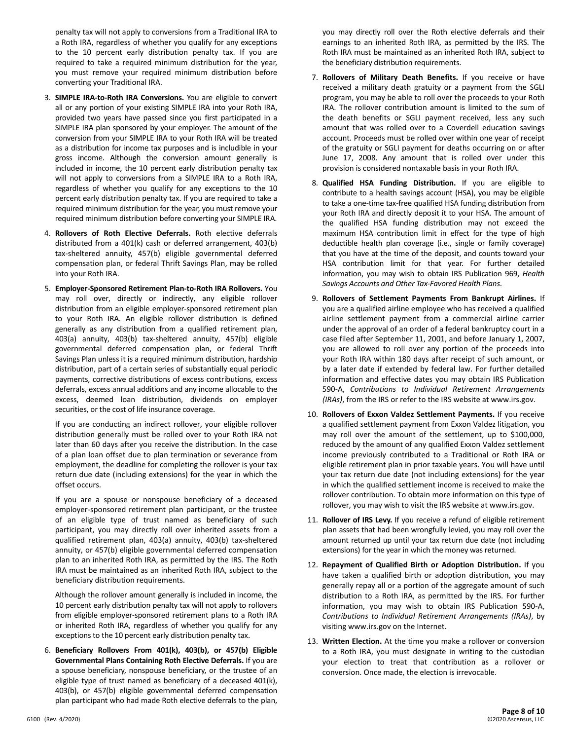penalty tax will not apply to conversions from a Traditional IRA to a Roth IRA, regardless of whether you qualify for any exceptions to the 10 percent early distribution penalty tax. If you are required to take a required minimum distribution for the year, you must remove your required minimum distribution before converting your Traditional IRA.

3. **SIMPLE IRA-to-Roth IRA Conversions.** You are eligible to convert all or any portion of your existing SIMPLE IRA into your Roth IRA, provided two years have passed since you first participated in a SIMPLE IRA plan sponsored by your employer. The amount of the conversion from your SIMPLE IRA to your Roth IRA will be treated as a distribution for income tax purposes and is includible in your gross income. Although the conversion amount generally is included in income, the 10 percent early distribution penalty tax will not apply to conversions from a SIMPLE IRA to a Roth IRA, regardless of whether you qualify for any exceptions to the 10 percent early distribution penalty tax. If you are required to take a required minimum distribution for the year, you must remove your required minimum distribution before converting your SIMPLE IRA.

4. **Rollovers of Roth Elective Deferrals.** Roth elective deferrals distributed from a 401(k) cash or deferred arrangement, 403(b) tax-sheltered annuity, 457(b) eligible governmental deferred compensation plan, or federal Thrift Savings Plan, may be rolled into your Roth IRA.

5. **Employer-Sponsored Retirement Plan-to-Roth IRA Rollovers.** You may roll over, directly or indirectly, any eligible rollover distribution from an eligible employer-sponsored retirement plan to your Roth IRA. An eligible rollover distribution is defined generally as any distribution from a qualified retirement plan, 403(a) annuity, 403(b) tax-sheltered annuity, 457(b) eligible governmental deferred compensation plan, or federal Thrift Savings Plan unless it is a required minimum distribution, hardship distribution, part of a certain series of substantially equal periodic payments, corrective distributions of excess contributions, excess deferrals, excess annual additions and any income allocable to the excess, deemed loan distribution, dividends on employer securities, or the cost of life insurance coverage.

   If you are conducting an indirect rollover, your eligible rollover distribution generally must be rolled over to your Roth IRA not later than 60 days after you receive the distribution. In the case of a plan loan offset due to plan termination or severance from employment, the deadline for completing the rollover is your tax return due date (including extensions) for the year in which the offset occurs.

   If you are a spouse or nonspouse beneficiary of a deceased employer-sponsored retirement plan participant, or the trustee of an eligible type of trust named as beneficiary of such participant, you may directly roll over inherited assets from a qualified retirement plan, 403(a) annuity, 403(b) tax-sheltered annuity, or 457(b) eligible governmental deferred compensation plan to an inherited Roth IRA, as permitted by the IRS. The Roth IRA must be maintained as an inherited Roth IRA, subject to the beneficiary distribution requirements.

   Although the rollover amount generally is included in income, the 10 percent early distribution penalty tax will not apply to rollovers from eligible employer-sponsored retirement plans to a Roth IRA or inherited Roth IRA, regardless of whether you qualify for any exceptions to the 10 percent early distribution penalty tax.

6. **Beneficiary Rollovers From 401(k), 403(b), or 457(b) Eligible Governmental Plans Containing Roth Elective Deferrals.** If you are a spouse beneficiary, nonspouse beneficiary, or the trustee of an eligible type of trust named as beneficiary of a deceased 401(k), 403(b), or 457(b) eligible governmental deferred compensation plan participant who had made Roth elective deferrals to the plan, you may directly roll over the Roth elective deferrals and their earnings to an inherited Roth IRA, as permitted by the IRS. The Roth IRA must be maintained as an inherited Roth IRA, subject to the beneficiary distribution requirements.

7. **Rollovers of Military Death Benefits.** If you receive or have received a military death gratuity or a payment from the SGLI program, you may be able to roll over the proceeds to your Roth IRA. The rollover contribution amount is limited to the sum of the death benefits or SGLI payment received, less any such amount that was rolled over to a Coverdell education savings account. Proceeds must be rolled over within one year of receipt of the gratuity or SGLI payment for deaths occurring on or after June 17, 2008. Any amount that is rolled over under this provision is considered nontaxable basis in your Roth IRA.

8. **Qualified HSA Funding Distribution.** If you are eligible to contribute to a health savings account (HSA), you may be eligible to take a one-time tax-free qualified HSA funding distribution from your Roth IRA and directly deposit it to your HSA. The amount of the qualified HSA funding distribution may not exceed the maximum HSA contribution limit in effect for the type of high deductible health plan coverage (i.e., single or family coverage) that you have at the time of the deposit, and counts toward your HSA contribution limit for that year. For further detailed information, you may wish to obtain IRS Publication 969, *Health Savings Accounts and Other Tax-Favored Health Plans*.

9. **Rollovers of Settlement Payments From Bankrupt Airlines.** If you are a qualified airline employee who has received a qualified airline settlement payment from a commercial airline carrier under the approval of an order of a federal bankruptcy court in a case filed after September 11, 2001, and before January 1, 2007, you are allowed to roll over any portion of the proceeds into your Roth IRA within 180 days after receipt of such amount, or by a later date if extended by federal law. For further detailed information and effective dates you may obtain IRS Publication 590-A, *Contributions to Individual Retirement Arrangements (IRAs)*, from the IRS or refer to the IRS website at www.irs.gov.

10. **Rollovers of Exxon Valdez Settlement Payments.** If you receive a qualified settlement payment from Exxon Valdez litigation, you may roll over the amount of the settlement, up to $100,000, reduced by the amount of any qualified Exxon Valdez settlement income previously contributed to a Traditional or Roth IRA or eligible retirement plan in prior taxable years. You will have until your tax return due date (not including extensions) for the year in which the qualified settlement income is received to make the rollover contribution. To obtain more information on this type of rollover, you may wish to visit the IRS website at www.irs.gov.

11. **Rollover of IRS Levy.** If you receive a refund of eligible retirement plan assets that had been wrongfully levied, you may roll over the amount returned up until your tax return due date (not including extensions) for the year in which the money was returned.

12. **Repayment of Qualified Birth or Adoption Distribution.** If you have taken a qualified birth or adoption distribution, you may generally repay all or a portion of the aggregate amount of such distribution to a Roth IRA, as permitted by the IRS. For further information, you may wish to obtain IRS Publication 590-A, *Contributions to Individual Retirement Arrangements (IRAs)*, by visiting www.irs.gov on the Internet.

13. **Written Election.** At the time you make a rollover or conversion to a Roth IRA, you must designate in writing to the custodian your election to treat that contribution as a rollover or conversion. Once made, the election is irrevocable.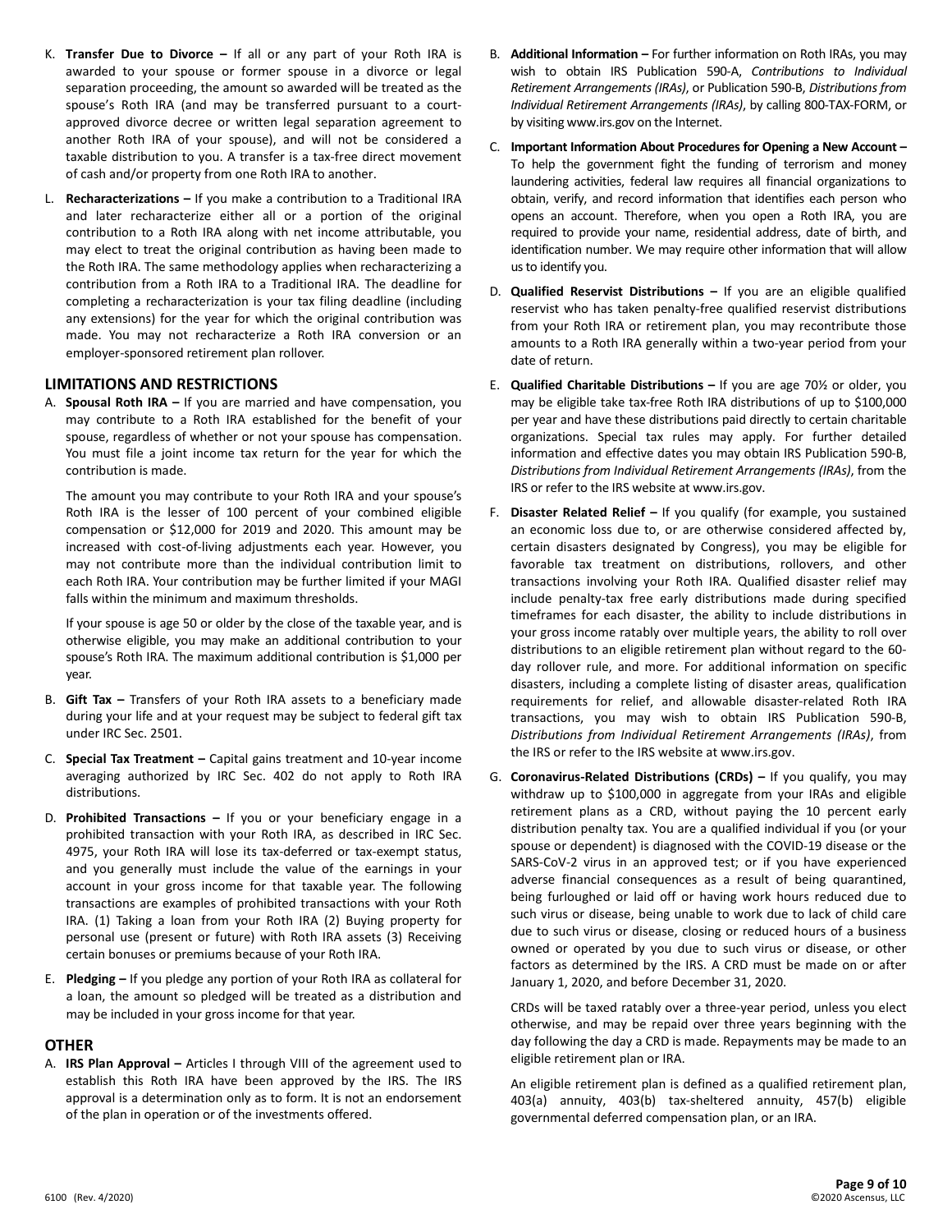K. **Transfer Due to Divorce –** If all or any part of your Roth IRA is awarded to your spouse or former spouse in a divorce or legal separation proceeding, the amount so awarded will be treated as the spouse's Roth IRA (and may be transferred pursuant to a court-approved divorce decree or written legal separation agreement to another Roth IRA of your spouse), and will not be considered a taxable distribution to you. A transfer is a tax-free direct movement of cash and/or property from one Roth IRA to another.

L. **Recharacterizations –** If you make a contribution to a Traditional IRA and later recharacterize either all or a portion of the original contribution to a Roth IRA along with net income attributable, you may elect to treat the original contribution as having been made to the Roth IRA. The same methodology applies when recharacterizing a contribution from a Roth IRA to a Traditional IRA. The deadline for completing a recharacterization is your tax filing deadline (including any extensions) for the year for which the original contribution was made. You may not recharacterize a Roth IRA conversion or an employer-sponsored retirement plan rollover.

## LIMITATIONS AND RESTRICTIONS

A. **Spousal Roth IRA –** If you are married and have compensation, you may contribute to a Roth IRA established for the benefit of your spouse, regardless of whether or not your spouse has compensation. You must file a joint income tax return for the year for which the contribution is made.

   The amount you may contribute to your Roth IRA and your spouse's Roth IRA is the lesser of 100 percent of your combined eligible compensation or $12,000 for 2019 and 2020. This amount may be increased with cost-of-living adjustments each year. However, you may not contribute more than the individual contribution limit to each Roth IRA. Your contribution may be further limited if your MAGI falls within the minimum and maximum thresholds.

   If your spouse is age 50 or older by the close of the taxable year, and is otherwise eligible, you may make an additional contribution to your spouse's Roth IRA. The maximum additional contribution is $1,000 per year.

B. **Gift Tax –** Transfers of your Roth IRA assets to a beneficiary made during your life and at your request may be subject to federal gift tax under IRC Sec. 2501.

C. **Special Tax Treatment –** Capital gains treatment and 10-year income averaging authorized by IRC Sec. 402 do not apply to Roth IRA distributions.

D. **Prohibited Transactions –** If you or your beneficiary engage in a prohibited transaction with your Roth IRA, as described in IRC Sec. 4975, your Roth IRA will lose its tax-deferred or tax-exempt status, and you generally must include the value of the earnings in your account in your gross income for that taxable year. The following transactions are examples of prohibited transactions with your Roth IRA. (1) Taking a loan from your Roth IRA (2) Buying property for personal use (present or future) with Roth IRA assets (3) Receiving certain bonuses or premiums because of your Roth IRA.

E. **Pledging –** If you pledge any portion of your Roth IRA as collateral for a loan, the amount so pledged will be treated as a distribution and may be included in your gross income for that year.

## OTHER

A. **IRS Plan Approval –** Articles I through VIII of the agreement used to establish this Roth IRA have been approved by the IRS. The IRS approval is a determination only as to form. It is not an endorsement of the plan in operation or of the investments offered.

B. **Additional Information –** For further information on Roth IRAs, you may wish to obtain IRS Publication 590-A, *Contributions to Individual Retirement Arrangements (IRAs)*, or Publication 590-B, *Distributions from Individual Retirement Arrangements (IRAs)*, by calling 800-TAX-FORM, or by visiting www.irs.gov on the Internet.

C. **Important Information About Procedures for Opening a New Account –** To help the government fight the funding of terrorism and money laundering activities, federal law requires all financial organizations to obtain, verify, and record information that identifies each person who opens an account. Therefore, when you open a Roth IRA, you are required to provide your name, residential address, date of birth, and identification number. We may require other information that will allow us to identify you.

D. **Qualified Reservist Distributions –** If you are an eligible qualified reservist who has taken penalty-free qualified reservist distributions from your Roth IRA or retirement plan, you may recontribute those amounts to a Roth IRA generally within a two-year period from your date of return.

E. **Qualified Charitable Distributions –** If you are age 70½ or older, you may be eligible take tax-free Roth IRA distributions of up to $100,000 per year and have these distributions paid directly to certain charitable organizations. Special tax rules may apply. For further detailed information and effective dates you may obtain IRS Publication 590-B, *Distributions from Individual Retirement Arrangements (IRAs)*, from the IRS or refer to the IRS website at www.irs.gov.

F. **Disaster Related Relief –** If you qualify (for example, you sustained an economic loss due to, or are otherwise considered affected by, certain disasters designated by Congress), you may be eligible for favorable tax treatment on distributions, rollovers, and other transactions involving your Roth IRA. Qualified disaster relief may include penalty-tax free early distributions made during specified timeframes for each disaster, the ability to include distributions in your gross income ratably over multiple years, the ability to roll over distributions to an eligible retirement plan without regard to the 60-day rollover rule, and more. For additional information on specific disasters, including a complete listing of disaster areas, qualification requirements for relief, and allowable disaster-related Roth IRA transactions, you may wish to obtain IRS Publication 590-B, *Distributions from Individual Retirement Arrangements (IRAs)*, from the IRS or refer to the IRS website at www.irs.gov.

G. **Coronavirus-Related Distributions (CRDs) –** If you qualify, you may withdraw up to $100,000 in aggregate from your IRAs and eligible retirement plans as a CRD, without paying the 10 percent early distribution penalty tax. You are a qualified individual if you (or your spouse or dependent) is diagnosed with the COVID-19 disease or the SARS-CoV-2 virus in an approved test; or if you have experienced adverse financial consequences as a result of being quarantined, being furloughed or laid off or having work hours reduced due to such virus or disease, being unable to work due to lack of child care due to such virus or disease, closing or reduced hours of a business owned or operated by you due to such virus or disease, or other factors as determined by the IRS. A CRD must be made on or after January 1, 2020, and before December 31, 2020.

   CRDs will be taxed ratably over a three-year period, unless you elect otherwise, and may be repaid over three years beginning with the day following the day a CRD is made. Repayments may be made to an eligible retirement plan or IRA.

   An eligible retirement plan is defined as a qualified retirement plan, 403(a) annuity, 403(b) tax-sheltered annuity, 457(b) eligible governmental deferred compensation plan, or an IRA.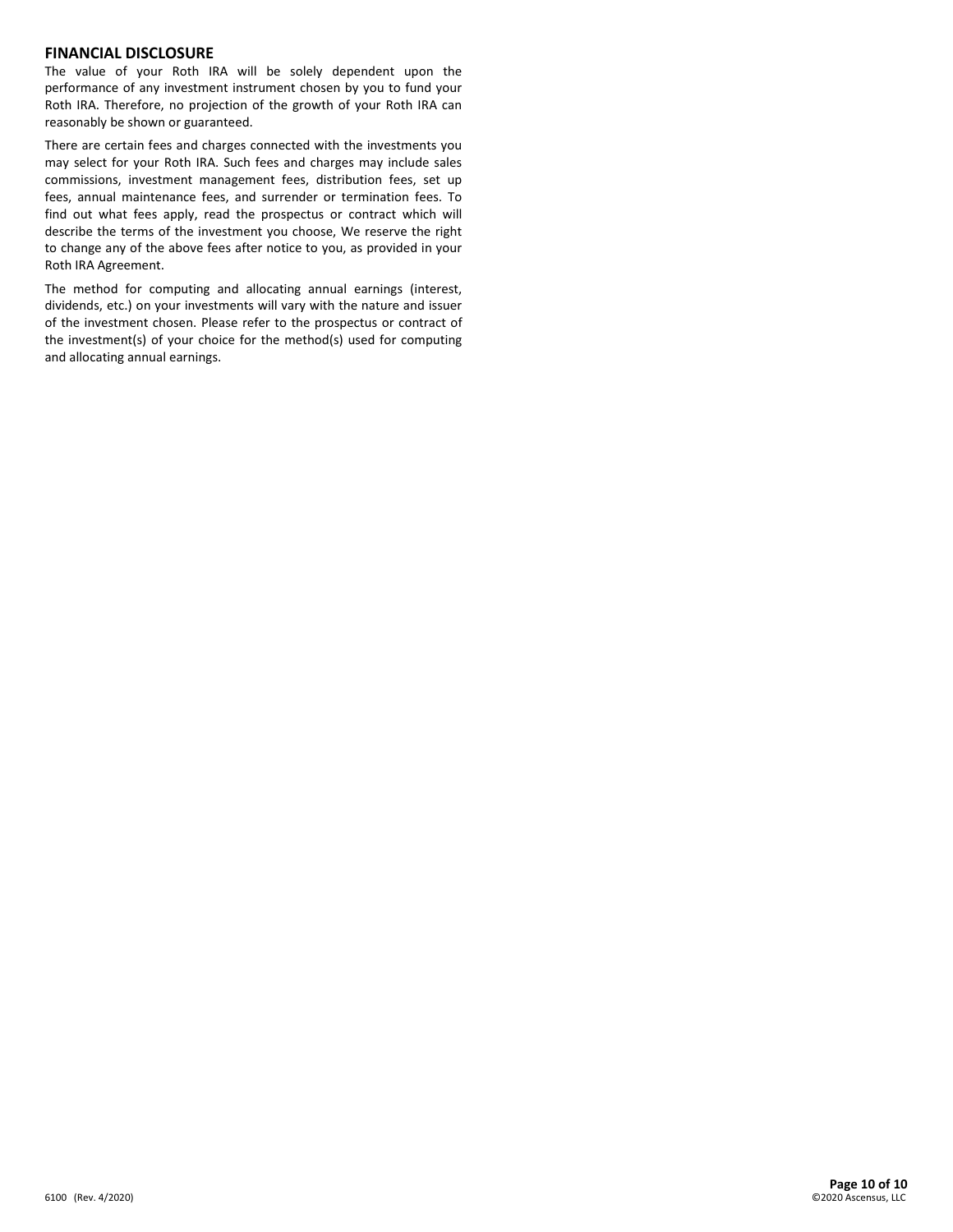## FINANCIAL DISCLOSURE

The value of your Roth IRA will be solely dependent upon the performance of any investment instrument chosen by you to fund your Roth IRA. Therefore, no projection of the growth of your Roth IRA can reasonably be shown or guaranteed.

There are certain fees and charges connected with the investments you may select for your Roth IRA. Such fees and charges may include sales commissions, investment management fees, distribution fees, set up fees, annual maintenance fees, and surrender or termination fees. To find out what fees apply, read the prospectus or contract which will describe the terms of the investment you choose, We reserve the right to change any of the above fees after notice to you, as provided in your Roth IRA Agreement.

The method for computing and allocating annual earnings (interest, dividends, etc.) on your investments will vary with the nature and issuer of the investment chosen. Please refer to the prospectus or contract of the investment(s) of your choice for the method(s) used for computing and allocating annual earnings.